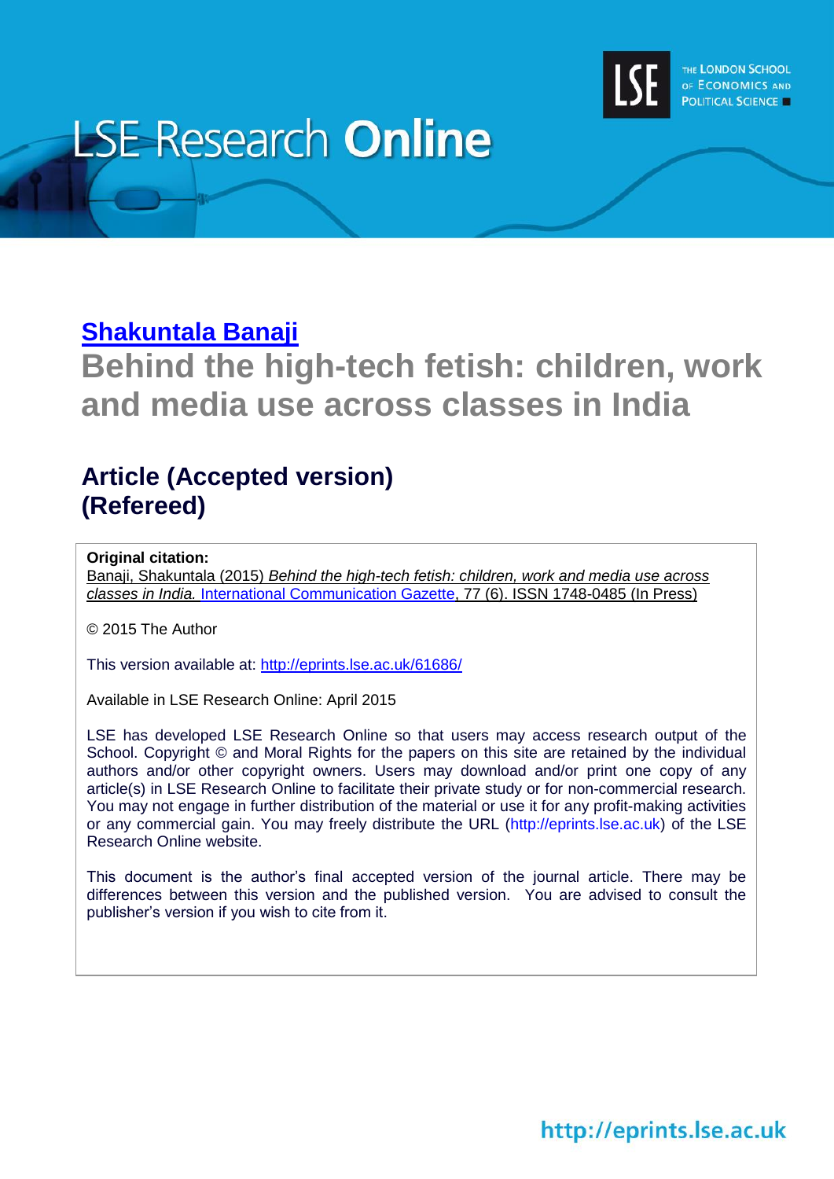LSE Research **Online**

THE LONDON SCHOOL OF ECONOMICS AND POLITICAL SCIENCE

**Shakuntala Banaji**

# Behind the high-tech fetish: children, work and media use across classes in India

## Article (Accepted version) (Refereed)

**Original citation:**
Banaji, Shakuntala (2015) *Behind the high-tech fetish: children, work and media use across classes in India.* International Communication Gazette, 77 (6). ISSN 1748-0485 (In Press)

© 2015 The Author

This version available at: http://eprints.lse.ac.uk/61686/

Available in LSE Research Online: April 2015

LSE has developed LSE Research Online so that users may access research output of the School. Copyright © and Moral Rights for the papers on this site are retained by the individual authors and/or other copyright owners. Users may download and/or print one copy of any article(s) in LSE Research Online to facilitate their private study or for non-commercial research. You may not engage in further distribution of the material or use it for any profit-making activities or any commercial gain. You may freely distribute the URL (http://eprints.lse.ac.uk) of the LSE Research Online website.

This document is the author's final accepted version of the journal article. There may be differences between this version and the published version. You are advised to consult the publisher's version if you wish to cite from it.

http://eprints.lse.ac.uk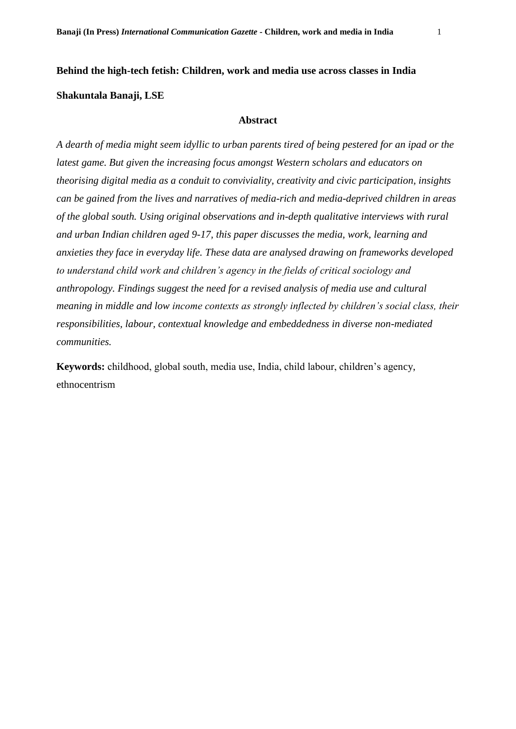# Behind the high-tech fetish: Children, work and media use across classes in India

**Shakuntala Banaji, LSE**

## Abstract

*A dearth of media might seem idyllic to urban parents tired of being pestered for an ipad or the latest game. But given the increasing focus amongst Western scholars and educators on theorising digital media as a conduit to conviviality, creativity and civic participation, insights can be gained from the lives and narratives of media-rich and media-deprived children in areas of the global south. Using original observations and in-depth qualitative interviews with rural and urban Indian children aged 9-17, this paper discusses the media, work, learning and anxieties they face in everyday life. These data are analysed drawing on frameworks developed to understand child work and children's agency in the fields of critical sociology and anthropology. Findings suggest the need for a revised analysis of media use and cultural meaning in middle and low income contexts as strongly inflected by children's social class, their responsibilities, labour, contextual knowledge and embeddedness in diverse non-mediated communities.*

**Keywords:** childhood, global south, media use, India, child labour, children's agency, ethnocentrism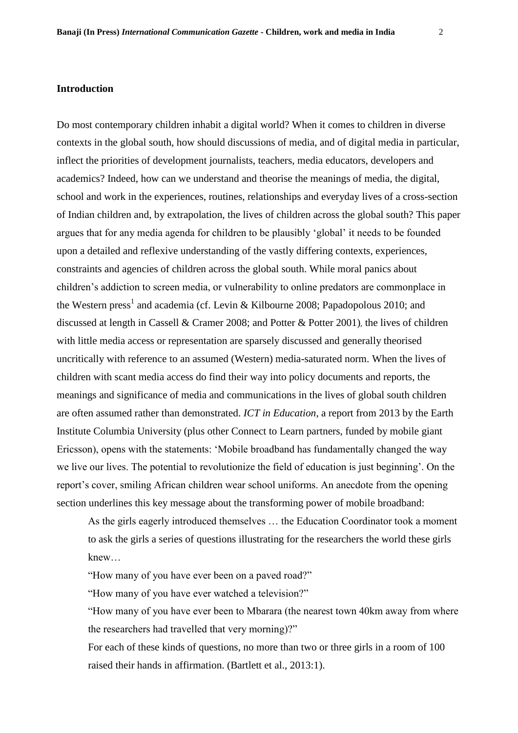## Introduction

Do most contemporary children inhabit a digital world? When it comes to children in diverse contexts in the global south, how should discussions of media, and of digital media in particular, inflect the priorities of development journalists, teachers, media educators, developers and academics? Indeed, how can we understand and theorise the meanings of media, the digital, school and work in the experiences, routines, relationships and everyday lives of a cross-section of Indian children and, by extrapolation, the lives of children across the global south? This paper argues that for any media agenda for children to be plausibly 'global' it needs to be founded upon a detailed and reflexive understanding of the vastly differing contexts, experiences, constraints and agencies of children across the global south. While moral panics about children's addiction to screen media, or vulnerability to online predators are commonplace in the Western press[1] and academia (cf. Levin & Kilbourne 2008; Papadopolous 2010; and discussed at length in Cassell & Cramer 2008; and Potter & Potter 2001), the lives of children with little media access or representation are sparsely discussed and generally theorised uncritically with reference to an assumed (Western) media-saturated norm. When the lives of children with scant media access do find their way into policy documents and reports, the meanings and significance of media and communications in the lives of global south children are often assumed rather than demonstrated. *ICT in Education*, a report from 2013 by the Earth Institute Columbia University (plus other Connect to Learn partners, funded by mobile giant Ericsson), opens with the statements: 'Mobile broadband has fundamentally changed the way we live our lives. The potential to revolutionize the field of education is just beginning'. On the report's cover, smiling African children wear school uniforms. An anecdote from the opening section underlines this key message about the transforming power of mobile broadband:

> As the girls eagerly introduced themselves … the Education Coordinator took a moment to ask the girls a series of questions illustrating for the researchers the world these girls knew…
>
> "How many of you have ever been on a paved road?"
>
> "How many of you have ever watched a television?"
>
> "How many of you have ever been to Mbarara (the nearest town 40km away from where the researchers had travelled that very morning)?"
>
> For each of these kinds of questions, no more than two or three girls in a room of 100 raised their hands in affirmation. (Bartlett et al., 2013:1).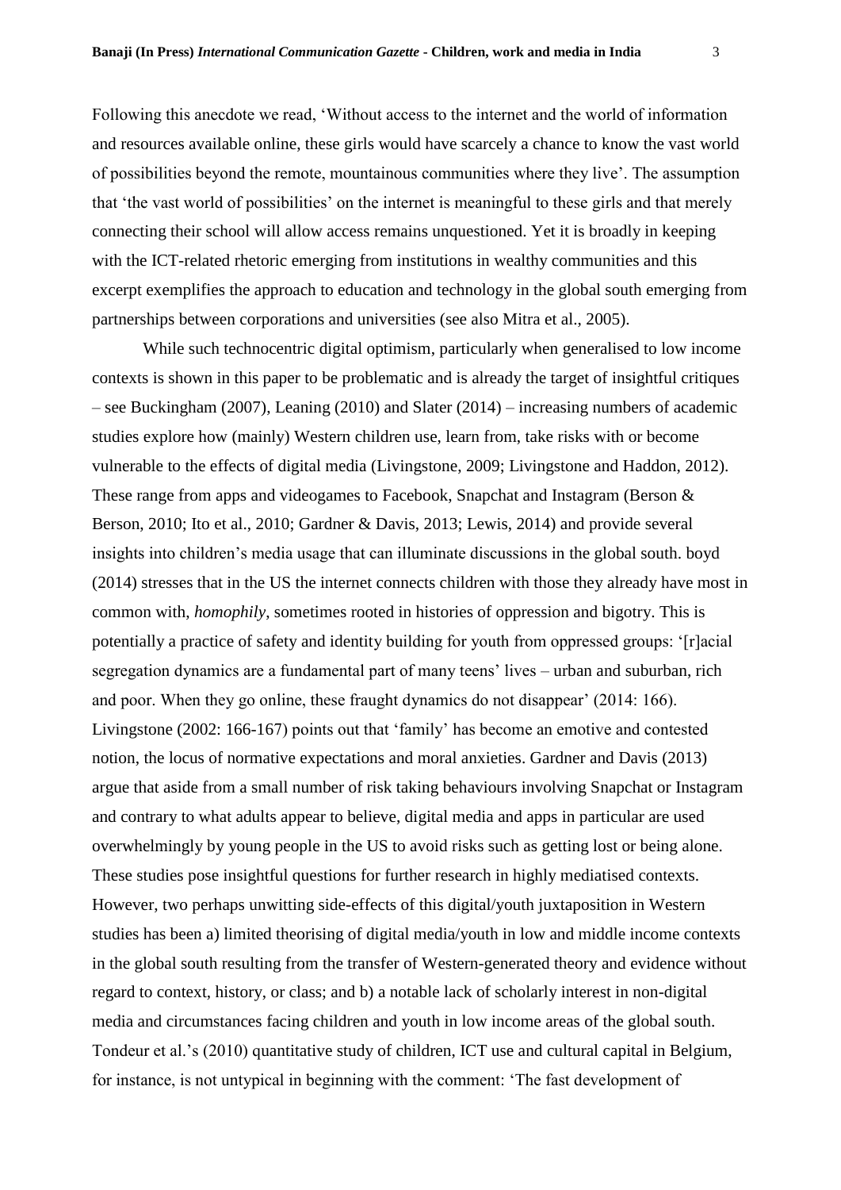Following this anecdote we read, 'Without access to the internet and the world of information and resources available online, these girls would have scarcely a chance to know the vast world of possibilities beyond the remote, mountainous communities where they live'. The assumption that 'the vast world of possibilities' on the internet is meaningful to these girls and that merely connecting their school will allow access remains unquestioned. Yet it is broadly in keeping with the ICT-related rhetoric emerging from institutions in wealthy communities and this excerpt exemplifies the approach to education and technology in the global south emerging from partnerships between corporations and universities (see also Mitra et al., 2005).

While such technocentric digital optimism, particularly when generalised to low income contexts is shown in this paper to be problematic and is already the target of insightful critiques – see Buckingham (2007), Leaning (2010) and Slater (2014) – increasing numbers of academic studies explore how (mainly) Western children use, learn from, take risks with or become vulnerable to the effects of digital media (Livingstone, 2009; Livingstone and Haddon, 2012). These range from apps and videogames to Facebook, Snapchat and Instagram (Berson & Berson, 2010; Ito et al., 2010; Gardner & Davis, 2013; Lewis, 2014) and provide several insights into children's media usage that can illuminate discussions in the global south. boyd (2014) stresses that in the US the internet connects children with those they already have most in common with, *homophily*, sometimes rooted in histories of oppression and bigotry. This is potentially a practice of safety and identity building for youth from oppressed groups: '[r]acial segregation dynamics are a fundamental part of many teens' lives – urban and suburban, rich and poor. When they go online, these fraught dynamics do not disappear' (2014: 166). Livingstone (2002: 166-167) points out that 'family' has become an emotive and contested notion, the locus of normative expectations and moral anxieties. Gardner and Davis (2013) argue that aside from a small number of risk taking behaviours involving Snapchat or Instagram and contrary to what adults appear to believe, digital media and apps in particular are used overwhelmingly by young people in the US to avoid risks such as getting lost or being alone. These studies pose insightful questions for further research in highly mediatised contexts. However, two perhaps unwitting side-effects of this digital/youth juxtaposition in Western studies has been a) limited theorising of digital media/youth in low and middle income contexts in the global south resulting from the transfer of Western-generated theory and evidence without regard to context, history, or class; and b) a notable lack of scholarly interest in non-digital media and circumstances facing children and youth in low income areas of the global south. Tondeur et al.'s (2010) quantitative study of children, ICT use and cultural capital in Belgium, for instance, is not untypical in beginning with the comment: 'The fast development of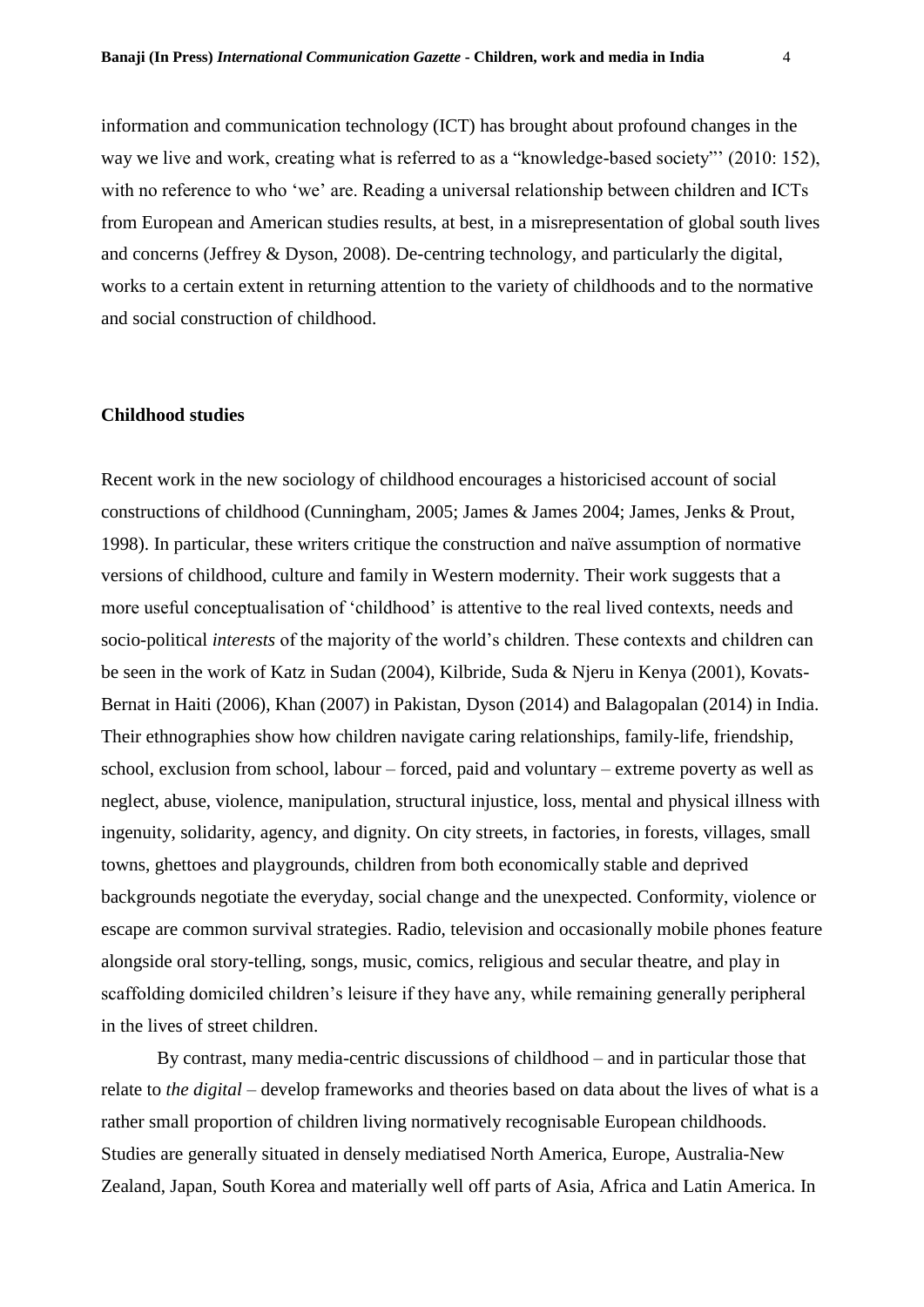information and communication technology (ICT) has brought about profound changes in the way we live and work, creating what is referred to as a "knowledge-based society"' (2010: 152), with no reference to who 'we' are. Reading a universal relationship between children and ICTs from European and American studies results, at best, in a misrepresentation of global south lives and concerns (Jeffrey & Dyson, 2008). De-centring technology, and particularly the digital, works to a certain extent in returning attention to the variety of childhoods and to the normative and social construction of childhood.

## Childhood studies

Recent work in the new sociology of childhood encourages a historicised account of social constructions of childhood (Cunningham, 2005; James & James 2004; James, Jenks & Prout, 1998). In particular, these writers critique the construction and naïve assumption of normative versions of childhood, culture and family in Western modernity. Their work suggests that a more useful conceptualisation of 'childhood' is attentive to the real lived contexts, needs and socio-political *interests* of the majority of the world's children. These contexts and children can be seen in the work of Katz in Sudan (2004), Kilbride, Suda & Njeru in Kenya (2001), Kovats-Bernat in Haiti (2006), Khan (2007) in Pakistan, Dyson (2014) and Balagopalan (2014) in India. Their ethnographies show how children navigate caring relationships, family-life, friendship, school, exclusion from school, labour – forced, paid and voluntary – extreme poverty as well as neglect, abuse, violence, manipulation, structural injustice, loss, mental and physical illness with ingenuity, solidarity, agency, and dignity. On city streets, in factories, in forests, villages, small towns, ghettoes and playgrounds, children from both economically stable and deprived backgrounds negotiate the everyday, social change and the unexpected. Conformity, violence or escape are common survival strategies. Radio, television and occasionally mobile phones feature alongside oral story-telling, songs, music, comics, religious and secular theatre, and play in scaffolding domiciled children's leisure if they have any, while remaining generally peripheral in the lives of street children.

By contrast, many media-centric discussions of childhood – and in particular those that relate to *the digital* – develop frameworks and theories based on data about the lives of what is a rather small proportion of children living normatively recognisable European childhoods. Studies are generally situated in densely mediatised North America, Europe, Australia-New Zealand, Japan, South Korea and materially well off parts of Asia, Africa and Latin America. In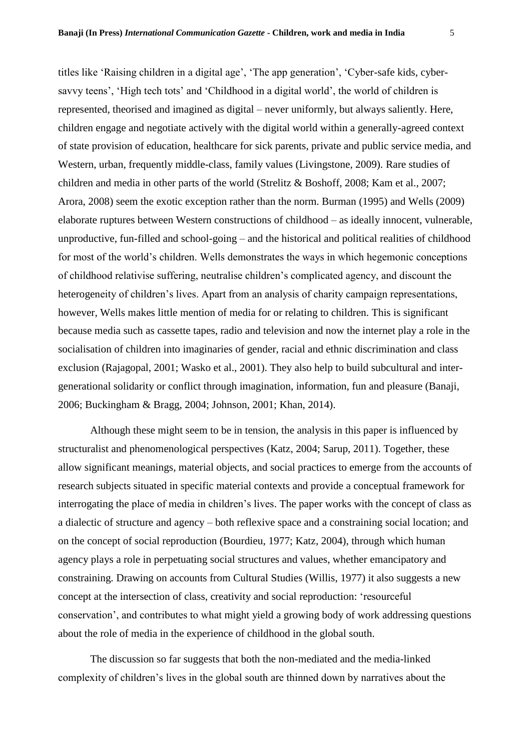titles like 'Raising children in a digital age', 'The app generation', 'Cyber-safe kids, cyber-savvy teens', 'High tech tots' and 'Childhood in a digital world', the world of children is represented, theorised and imagined as digital – never uniformly, but always saliently. Here, children engage and negotiate actively with the digital world within a generally-agreed context of state provision of education, healthcare for sick parents, private and public service media, and Western, urban, frequently middle-class, family values (Livingstone, 2009). Rare studies of children and media in other parts of the world (Strelitz & Boshoff, 2008; Kam et al., 2007; Arora, 2008) seem the exotic exception rather than the norm. Burman (1995) and Wells (2009) elaborate ruptures between Western constructions of childhood – as ideally innocent, vulnerable, unproductive, fun-filled and school-going – and the historical and political realities of childhood for most of the world's children. Wells demonstrates the ways in which hegemonic conceptions of childhood relativise suffering, neutralise children's complicated agency, and discount the heterogeneity of children's lives. Apart from an analysis of charity campaign representations, however, Wells makes little mention of media for or relating to children. This is significant because media such as cassette tapes, radio and television and now the internet play a role in the socialisation of children into imaginaries of gender, racial and ethnic discrimination and class exclusion (Rajagopal, 2001; Wasko et al., 2001). They also help to build subcultural and inter-generational solidarity or conflict through imagination, information, fun and pleasure (Banaji, 2006; Buckingham & Bragg, 2004; Johnson, 2001; Khan, 2014).

Although these might seem to be in tension, the analysis in this paper is influenced by structuralist and phenomenological perspectives (Katz, 2004; Sarup, 2011). Together, these allow significant meanings, material objects, and social practices to emerge from the accounts of research subjects situated in specific material contexts and provide a conceptual framework for interrogating the place of media in children's lives. The paper works with the concept of class as a dialectic of structure and agency – both reflexive space and a constraining social location; and on the concept of social reproduction (Bourdieu, 1977; Katz, 2004), through which human agency plays a role in perpetuating social structures and values, whether emancipatory and constraining. Drawing on accounts from Cultural Studies (Willis, 1977) it also suggests a new concept at the intersection of class, creativity and social reproduction: 'resourceful conservation', and contributes to what might yield a growing body of work addressing questions about the role of media in the experience of childhood in the global south.

The discussion so far suggests that both the non-mediated and the media-linked complexity of children's lives in the global south are thinned down by narratives about the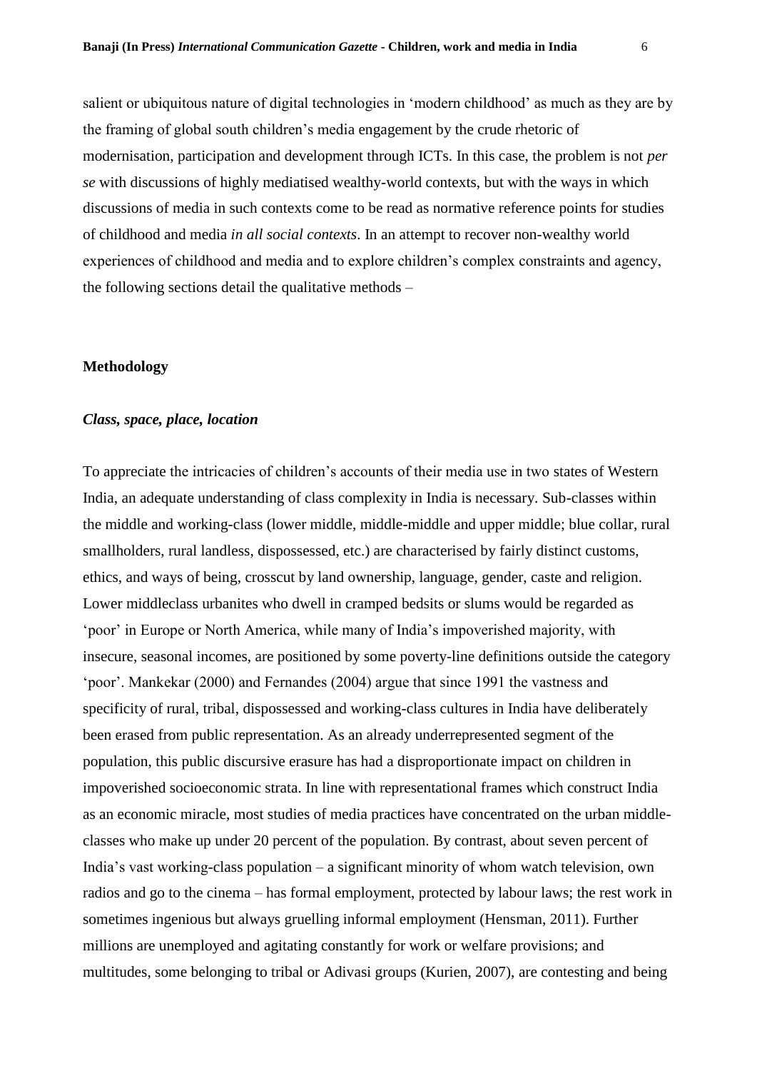salient or ubiquitous nature of digital technologies in 'modern childhood' as much as they are by the framing of global south children's media engagement by the crude rhetoric of modernisation, participation and development through ICTs. In this case, the problem is not *per se* with discussions of highly mediatised wealthy-world contexts, but with the ways in which discussions of media in such contexts come to be read as normative reference points for studies of childhood and media *in all social contexts*. In an attempt to recover non-wealthy world experiences of childhood and media and to explore children's complex constraints and agency, the following sections detail the qualitative methods –

## Methodology

### *Class, space, place, location*

To appreciate the intricacies of children's accounts of their media use in two states of Western India, an adequate understanding of class complexity in India is necessary. Sub-classes within the middle and working-class (lower middle, middle-middle and upper middle; blue collar, rural smallholders, rural landless, dispossessed, etc.) are characterised by fairly distinct customs, ethics, and ways of being, crosscut by land ownership, language, gender, caste and religion. Lower middleclass urbanites who dwell in cramped bedsits or slums would be regarded as 'poor' in Europe or North America, while many of India's impoverished majority, with insecure, seasonal incomes, are positioned by some poverty-line definitions outside the category 'poor'. Mankekar (2000) and Fernandes (2004) argue that since 1991 the vastness and specificity of rural, tribal, dispossessed and working-class cultures in India have deliberately been erased from public representation. As an already underrepresented segment of the population, this public discursive erasure has had a disproportionate impact on children in impoverished socioeconomic strata. In line with representational frames which construct India as an economic miracle, most studies of media practices have concentrated on the urban middle-classes who make up under 20 percent of the population. By contrast, about seven percent of India's vast working-class population – a significant minority of whom watch television, own radios and go to the cinema – has formal employment, protected by labour laws; the rest work in sometimes ingenious but always gruelling informal employment (Hensman, 2011). Further millions are unemployed and agitating constantly for work or welfare provisions; and multitudes, some belonging to tribal or Adivasi groups (Kurien, 2007), are contesting and being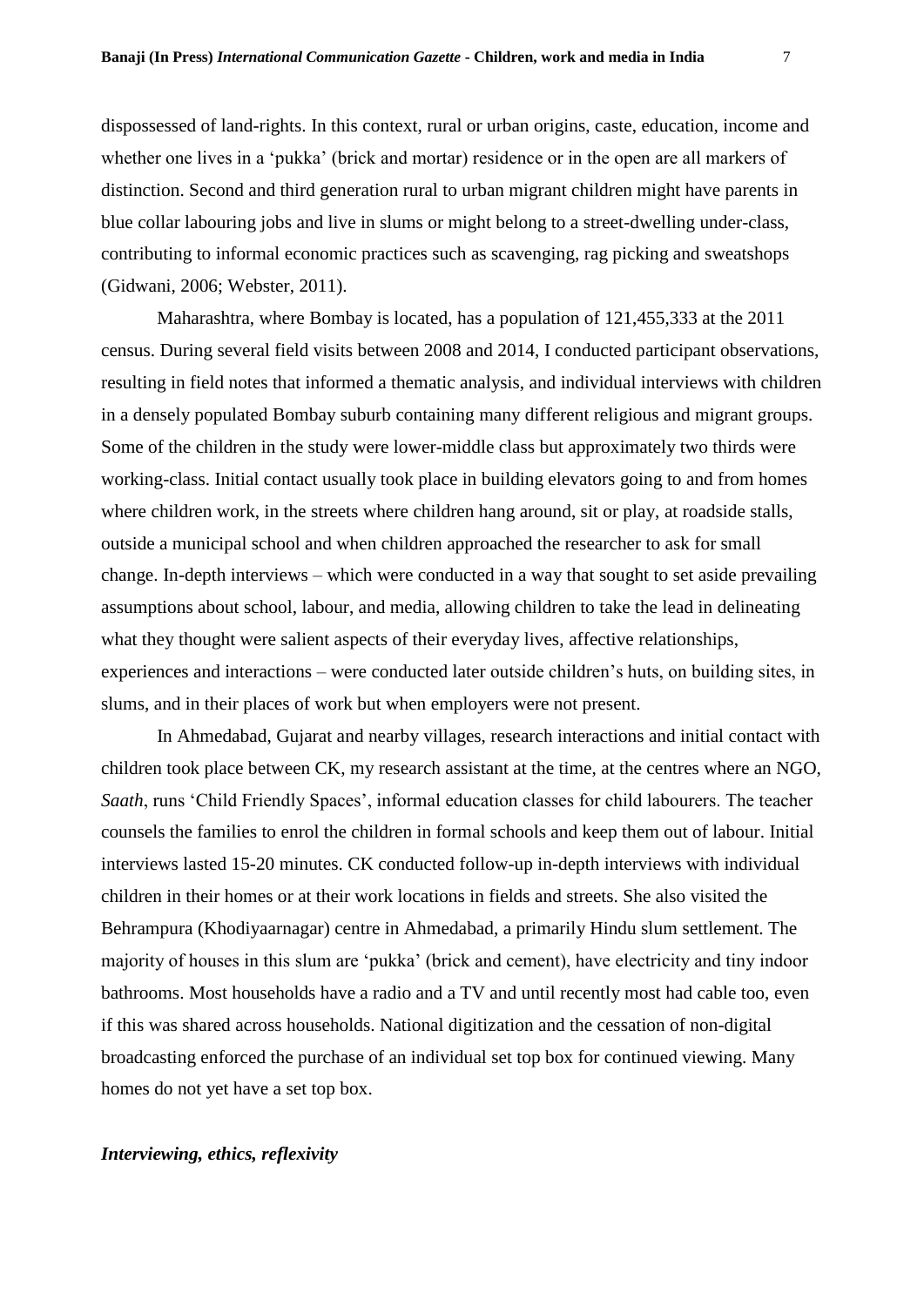dispossessed of land-rights. In this context, rural or urban origins, caste, education, income and whether one lives in a 'pukka' (brick and mortar) residence or in the open are all markers of distinction. Second and third generation rural to urban migrant children might have parents in blue collar labouring jobs and live in slums or might belong to a street-dwelling under-class, contributing to informal economic practices such as scavenging, rag picking and sweatshops (Gidwani, 2006; Webster, 2011).

Maharashtra, where Bombay is located, has a population of 121,455,333 at the 2011 census. During several field visits between 2008 and 2014, I conducted participant observations, resulting in field notes that informed a thematic analysis, and individual interviews with children in a densely populated Bombay suburb containing many different religious and migrant groups. Some of the children in the study were lower-middle class but approximately two thirds were working-class. Initial contact usually took place in building elevators going to and from homes where children work, in the streets where children hang around, sit or play, at roadside stalls, outside a municipal school and when children approached the researcher to ask for small change. In-depth interviews – which were conducted in a way that sought to set aside prevailing assumptions about school, labour, and media, allowing children to take the lead in delineating what they thought were salient aspects of their everyday lives, affective relationships, experiences and interactions – were conducted later outside children's huts, on building sites, in slums, and in their places of work but when employers were not present.

In Ahmedabad, Gujarat and nearby villages, research interactions and initial contact with children took place between CK, my research assistant at the time, at the centres where an NGO, *Saath*, runs 'Child Friendly Spaces', informal education classes for child labourers. The teacher counsels the families to enrol the children in formal schools and keep them out of labour. Initial interviews lasted 15-20 minutes. CK conducted follow-up in-depth interviews with individual children in their homes or at their work locations in fields and streets. She also visited the Behrampura (Khodiyaarnagar) centre in Ahmedabad, a primarily Hindu slum settlement. The majority of houses in this slum are 'pukka' (brick and cement), have electricity and tiny indoor bathrooms. Most households have a radio and a TV and until recently most had cable too, even if this was shared across households. National digitization and the cessation of non-digital broadcasting enforced the purchase of an individual set top box for continued viewing. Many homes do not yet have a set top box.

### *Interviewing, ethics, reflexivity*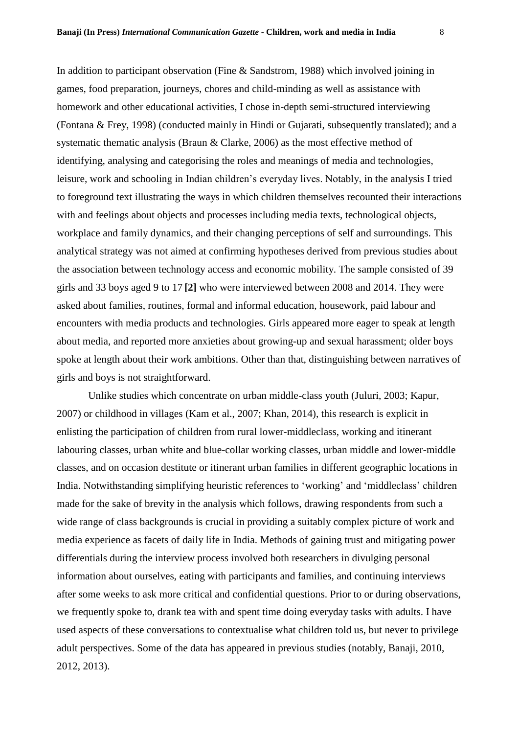In addition to participant observation (Fine & Sandstrom, 1988) which involved joining in games, food preparation, journeys, chores and child-minding as well as assistance with homework and other educational activities, I chose in-depth semi-structured interviewing (Fontana & Frey, 1998) (conducted mainly in Hindi or Gujarati, subsequently translated); and a systematic thematic analysis (Braun & Clarke, 2006) as the most effective method of identifying, analysing and categorising the roles and meanings of media and technologies, leisure, work and schooling in Indian children's everyday lives. Notably, in the analysis I tried to foreground text illustrating the ways in which children themselves recounted their interactions with and feelings about objects and processes including media texts, technological objects, workplace and family dynamics, and their changing perceptions of self and surroundings. This analytical strategy was not aimed at confirming hypotheses derived from previous studies about the association between technology access and economic mobility. The sample consisted of 39 girls and 33 boys aged 9 to 17 **[2]** who were interviewed between 2008 and 2014. They were asked about families, routines, formal and informal education, housework, paid labour and encounters with media products and technologies. Girls appeared more eager to speak at length about media, and reported more anxieties about growing-up and sexual harassment; older boys spoke at length about their work ambitions. Other than that, distinguishing between narratives of girls and boys is not straightforward.

Unlike studies which concentrate on urban middle-class youth (Juluri, 2003; Kapur, 2007) or childhood in villages (Kam et al., 2007; Khan, 2014), this research is explicit in enlisting the participation of children from rural lower-middleclass, working and itinerant labouring classes, urban white and blue-collar working classes, urban middle and lower-middle classes, and on occasion destitute or itinerant urban families in different geographic locations in India. Notwithstanding simplifying heuristic references to 'working' and 'middleclass' children made for the sake of brevity in the analysis which follows, drawing respondents from such a wide range of class backgrounds is crucial in providing a suitably complex picture of work and media experience as facets of daily life in India. Methods of gaining trust and mitigating power differentials during the interview process involved both researchers in divulging personal information about ourselves, eating with participants and families, and continuing interviews after some weeks to ask more critical and confidential questions. Prior to or during observations, we frequently spoke to, drank tea with and spent time doing everyday tasks with adults. I have used aspects of these conversations to contextualise what children told us, but never to privilege adult perspectives. Some of the data has appeared in previous studies (notably, Banaji, 2010, 2012, 2013).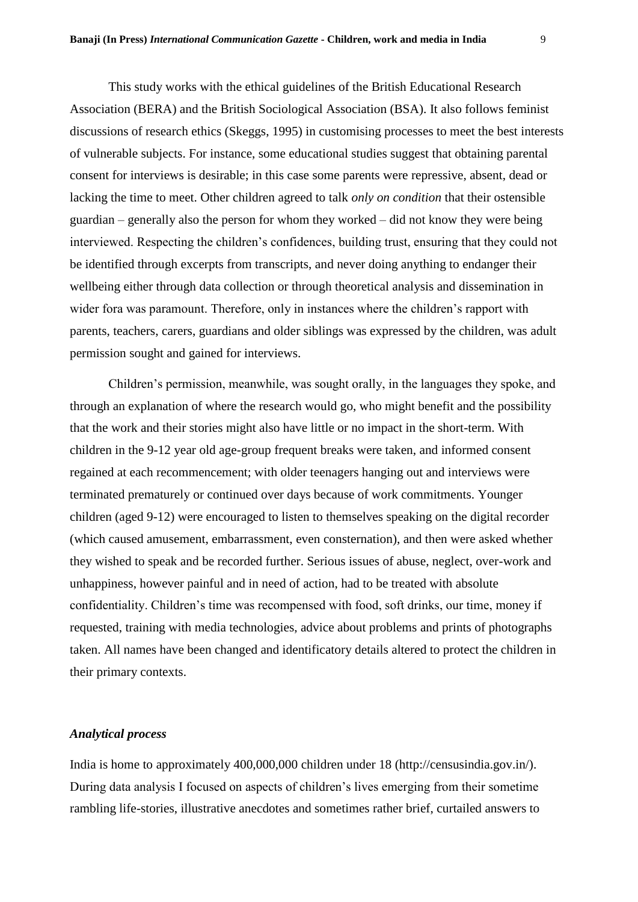This study works with the ethical guidelines of the British Educational Research Association (BERA) and the British Sociological Association (BSA). It also follows feminist discussions of research ethics (Skeggs, 1995) in customising processes to meet the best interests of vulnerable subjects. For instance, some educational studies suggest that obtaining parental consent for interviews is desirable; in this case some parents were repressive, absent, dead or lacking the time to meet. Other children agreed to talk *only on condition* that their ostensible guardian – generally also the person for whom they worked – did not know they were being interviewed. Respecting the children's confidences, building trust, ensuring that they could not be identified through excerpts from transcripts, and never doing anything to endanger their wellbeing either through data collection or through theoretical analysis and dissemination in wider fora was paramount. Therefore, only in instances where the children's rapport with parents, teachers, carers, guardians and older siblings was expressed by the children, was adult permission sought and gained for interviews.

Children's permission, meanwhile, was sought orally, in the languages they spoke, and through an explanation of where the research would go, who might benefit and the possibility that the work and their stories might also have little or no impact in the short-term. With children in the 9-12 year old age-group frequent breaks were taken, and informed consent regained at each recommencement; with older teenagers hanging out and interviews were terminated prematurely or continued over days because of work commitments. Younger children (aged 9-12) were encouraged to listen to themselves speaking on the digital recorder (which caused amusement, embarrassment, even consternation), and then were asked whether they wished to speak and be recorded further. Serious issues of abuse, neglect, over-work and unhappiness, however painful and in need of action, had to be treated with absolute confidentiality. Children's time was recompensed with food, soft drinks, our time, money if requested, training with media technologies, advice about problems and prints of photographs taken. All names have been changed and identificatory details altered to protect the children in their primary contexts.

### *Analytical process*

India is home to approximately 400,000,000 children under 18 (http://censusindia.gov.in/). During data analysis I focused on aspects of children's lives emerging from their sometime rambling life-stories, illustrative anecdotes and sometimes rather brief, curtailed answers to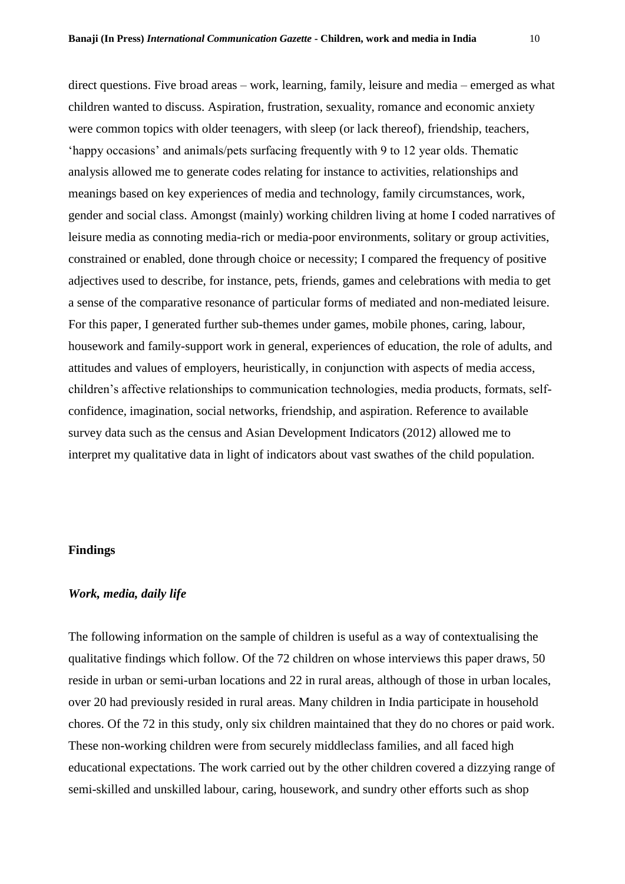direct questions. Five broad areas – work, learning, family, leisure and media – emerged as what children wanted to discuss. Aspiration, frustration, sexuality, romance and economic anxiety were common topics with older teenagers, with sleep (or lack thereof), friendship, teachers, 'happy occasions' and animals/pets surfacing frequently with 9 to 12 year olds. Thematic analysis allowed me to generate codes relating for instance to activities, relationships and meanings based on key experiences of media and technology, family circumstances, work, gender and social class. Amongst (mainly) working children living at home I coded narratives of leisure media as connoting media-rich or media-poor environments, solitary or group activities, constrained or enabled, done through choice or necessity; I compared the frequency of positive adjectives used to describe, for instance, pets, friends, games and celebrations with media to get a sense of the comparative resonance of particular forms of mediated and non-mediated leisure. For this paper, I generated further sub-themes under games, mobile phones, caring, labour, housework and family-support work in general, experiences of education, the role of adults, and attitudes and values of employers, heuristically, in conjunction with aspects of media access, children's affective relationships to communication technologies, media products, formats, self-confidence, imagination, social networks, friendship, and aspiration. Reference to available survey data such as the census and Asian Development Indicators (2012) allowed me to interpret my qualitative data in light of indicators about vast swathes of the child population.

## Findings

### *Work, media, daily life*

The following information on the sample of children is useful as a way of contextualising the qualitative findings which follow. Of the 72 children on whose interviews this paper draws, 50 reside in urban or semi-urban locations and 22 in rural areas, although of those in urban locales, over 20 had previously resided in rural areas. Many children in India participate in household chores. Of the 72 in this study, only six children maintained that they do no chores or paid work. These non-working children were from securely middleclass families, and all faced high educational expectations. The work carried out by the other children covered a dizzying range of semi-skilled and unskilled labour, caring, housework, and sundry other efforts such as shop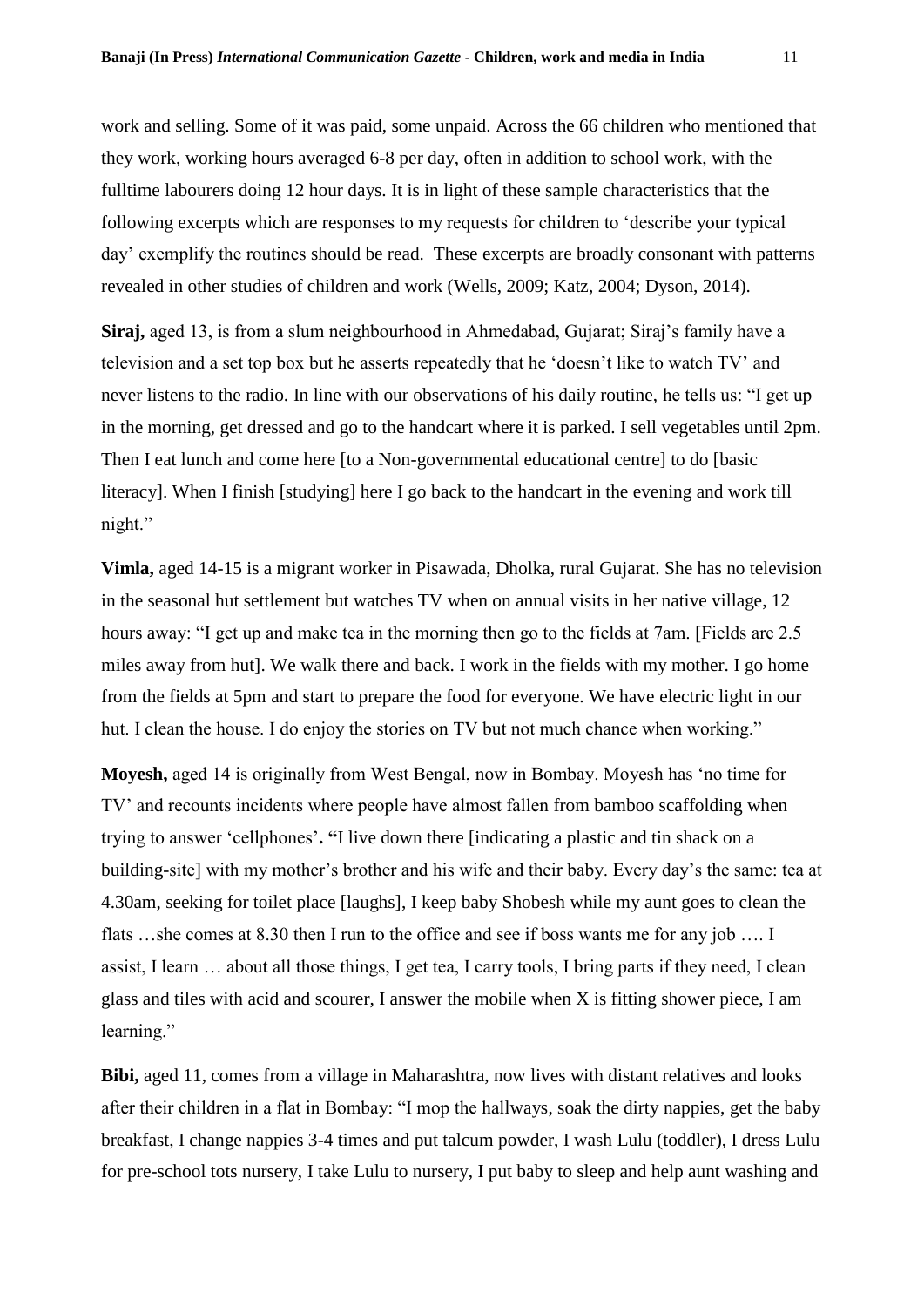work and selling. Some of it was paid, some unpaid. Across the 66 children who mentioned that they work, working hours averaged 6-8 per day, often in addition to school work, with the fulltime labourers doing 12 hour days. It is in light of these sample characteristics that the following excerpts which are responses to my requests for children to 'describe your typical day' exemplify the routines should be read. These excerpts are broadly consonant with patterns revealed in other studies of children and work (Wells, 2009; Katz, 2004; Dyson, 2014).

**Siraj,** aged 13, is from a slum neighbourhood in Ahmedabad, Gujarat; Siraj's family have a television and a set top box but he asserts repeatedly that he 'doesn't like to watch TV' and never listens to the radio. In line with our observations of his daily routine, he tells us: "I get up in the morning, get dressed and go to the handcart where it is parked. I sell vegetables until 2pm. Then I eat lunch and come here [to a Non-governmental educational centre] to do [basic literacy]. When I finish [studying] here I go back to the handcart in the evening and work till night."

**Vimla,** aged 14-15 is a migrant worker in Pisawada, Dholka, rural Gujarat. She has no television in the seasonal hut settlement but watches TV when on annual visits in her native village, 12 hours away: "I get up and make tea in the morning then go to the fields at 7am. [Fields are 2.5 miles away from hut]. We walk there and back. I work in the fields with my mother. I go home from the fields at 5pm and start to prepare the food for everyone. We have electric light in our hut. I clean the house. I do enjoy the stories on TV but not much chance when working."

**Moyesh,** aged 14 is originally from West Bengal, now in Bombay. Moyesh has 'no time for TV' and recounts incidents where people have almost fallen from bamboo scaffolding when trying to answer 'cellphones'**. "**I live down there [indicating a plastic and tin shack on a building-site] with my mother's brother and his wife and their baby. Every day's the same: tea at 4.30am, seeking for toilet place [laughs], I keep baby Shobesh while my aunt goes to clean the flats …she comes at 8.30 then I run to the office and see if boss wants me for any job …. I assist, I learn … about all those things, I get tea, I carry tools, I bring parts if they need, I clean glass and tiles with acid and scourer, I answer the mobile when X is fitting shower piece, I am learning."

**Bibi,** aged 11, comes from a village in Maharashtra, now lives with distant relatives and looks after their children in a flat in Bombay: "I mop the hallways, soak the dirty nappies, get the baby breakfast, I change nappies 3-4 times and put talcum powder, I wash Lulu (toddler), I dress Lulu for pre-school tots nursery, I take Lulu to nursery, I put baby to sleep and help aunt washing and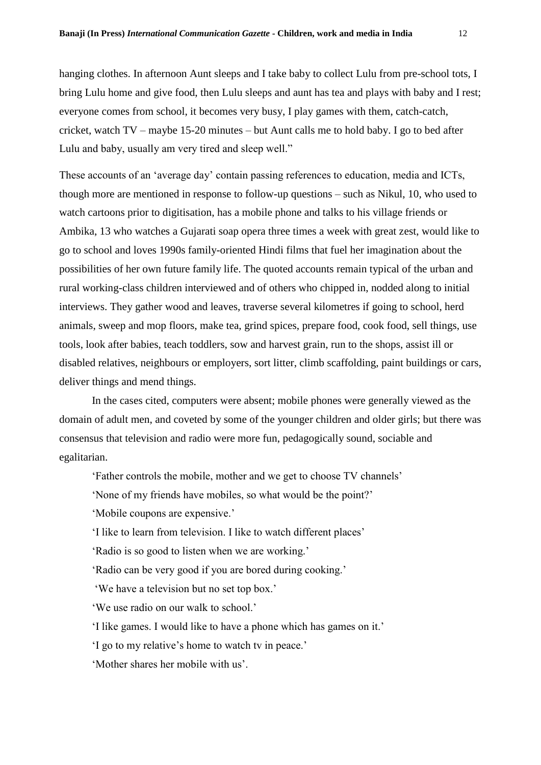hanging clothes. In afternoon Aunt sleeps and I take baby to collect Lulu from pre-school tots, I bring Lulu home and give food, then Lulu sleeps and aunt has tea and plays with baby and I rest; everyone comes from school, it becomes very busy, I play games with them, catch-catch, cricket, watch TV – maybe 15-20 minutes – but Aunt calls me to hold baby. I go to bed after Lulu and baby, usually am very tired and sleep well."

These accounts of an 'average day' contain passing references to education, media and ICTs, though more are mentioned in response to follow-up questions – such as Nikul, 10, who used to watch cartoons prior to digitisation, has a mobile phone and talks to his village friends or Ambika, 13 who watches a Gujarati soap opera three times a week with great zest, would like to go to school and loves 1990s family-oriented Hindi films that fuel her imagination about the possibilities of her own future family life. The quoted accounts remain typical of the urban and rural working-class children interviewed and of others who chipped in, nodded along to initial interviews. They gather wood and leaves, traverse several kilometres if going to school, herd animals, sweep and mop floors, make tea, grind spices, prepare food, cook food, sell things, use tools, look after babies, teach toddlers, sow and harvest grain, run to the shops, assist ill or disabled relatives, neighbours or employers, sort litter, climb scaffolding, paint buildings or cars, deliver things and mend things.

In the cases cited, computers were absent; mobile phones were generally viewed as the domain of adult men, and coveted by some of the younger children and older girls; but there was consensus that television and radio were more fun, pedagogically sound, sociable and egalitarian.

'Father controls the mobile, mother and we get to choose TV channels'

'None of my friends have mobiles, so what would be the point?'

'Mobile coupons are expensive.'

'I like to learn from television. I like to watch different places'

'Radio is so good to listen when we are working.'

'Radio can be very good if you are bored during cooking.'

'We have a television but no set top box.'

'We use radio on our walk to school.'

'I like games. I would like to have a phone which has games on it.'

'I go to my relative's home to watch tv in peace.'

'Mother shares her mobile with us'.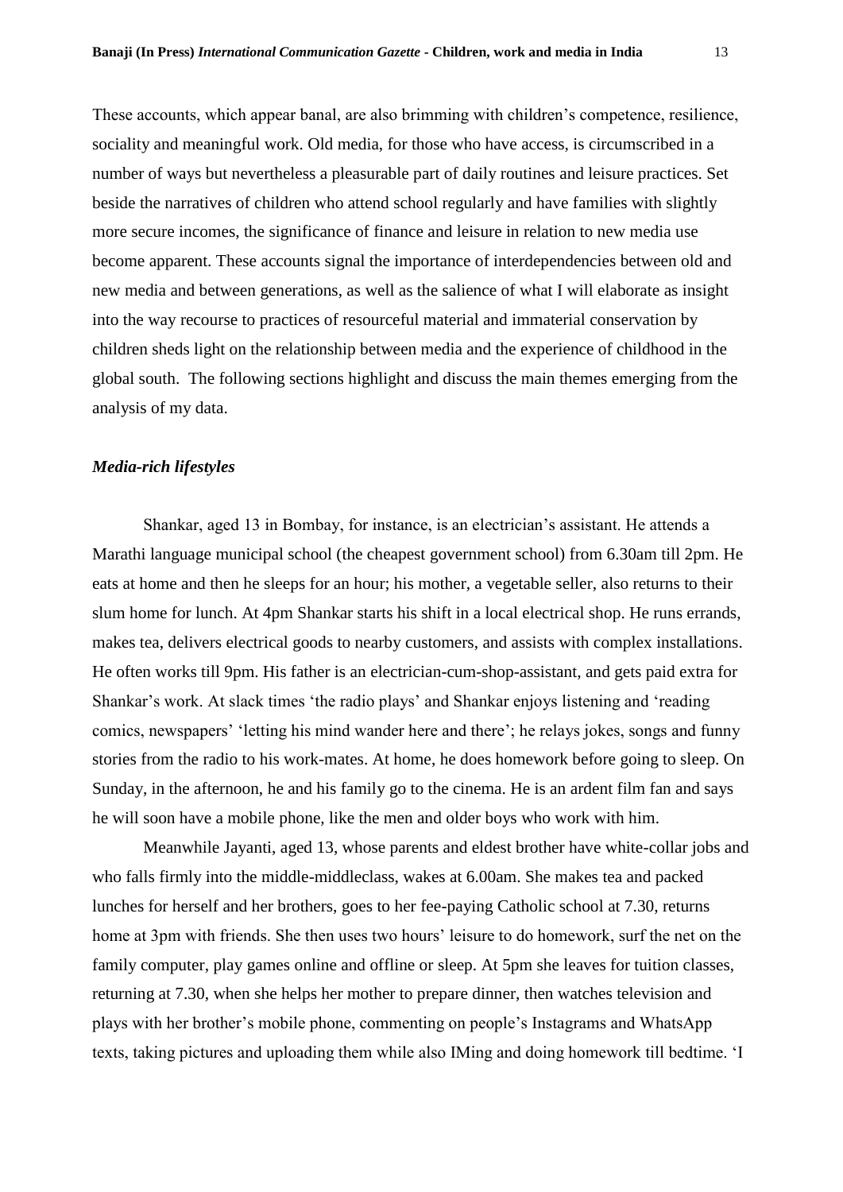These accounts, which appear banal, are also brimming with children's competence, resilience, sociality and meaningful work. Old media, for those who have access, is circumscribed in a number of ways but nevertheless a pleasurable part of daily routines and leisure practices. Set beside the narratives of children who attend school regularly and have families with slightly more secure incomes, the significance of finance and leisure in relation to new media use become apparent. These accounts signal the importance of interdependencies between old and new media and between generations, as well as the salience of what I will elaborate as insight into the way recourse to practices of resourceful material and immaterial conservation by children sheds light on the relationship between media and the experience of childhood in the global south. The following sections highlight and discuss the main themes emerging from the analysis of my data.

### *Media-rich lifestyles*

Shankar, aged 13 in Bombay, for instance, is an electrician's assistant. He attends a Marathi language municipal school (the cheapest government school) from 6.30am till 2pm. He eats at home and then he sleeps for an hour; his mother, a vegetable seller, also returns to their slum home for lunch. At 4pm Shankar starts his shift in a local electrical shop. He runs errands, makes tea, delivers electrical goods to nearby customers, and assists with complex installations. He often works till 9pm. His father is an electrician-cum-shop-assistant, and gets paid extra for Shankar's work. At slack times 'the radio plays' and Shankar enjoys listening and 'reading comics, newspapers' 'letting his mind wander here and there'; he relays jokes, songs and funny stories from the radio to his work-mates. At home, he does homework before going to sleep. On Sunday, in the afternoon, he and his family go to the cinema. He is an ardent film fan and says he will soon have a mobile phone, like the men and older boys who work with him.

Meanwhile Jayanti, aged 13, whose parents and eldest brother have white-collar jobs and who falls firmly into the middle-middleclass, wakes at 6.00am. She makes tea and packed lunches for herself and her brothers, goes to her fee-paying Catholic school at 7.30, returns home at 3pm with friends. She then uses two hours' leisure to do homework, surf the net on the family computer, play games online and offline or sleep. At 5pm she leaves for tuition classes, returning at 7.30, when she helps her mother to prepare dinner, then watches television and plays with her brother's mobile phone, commenting on people's Instagrams and WhatsApp texts, taking pictures and uploading them while also IMing and doing homework till bedtime. 'I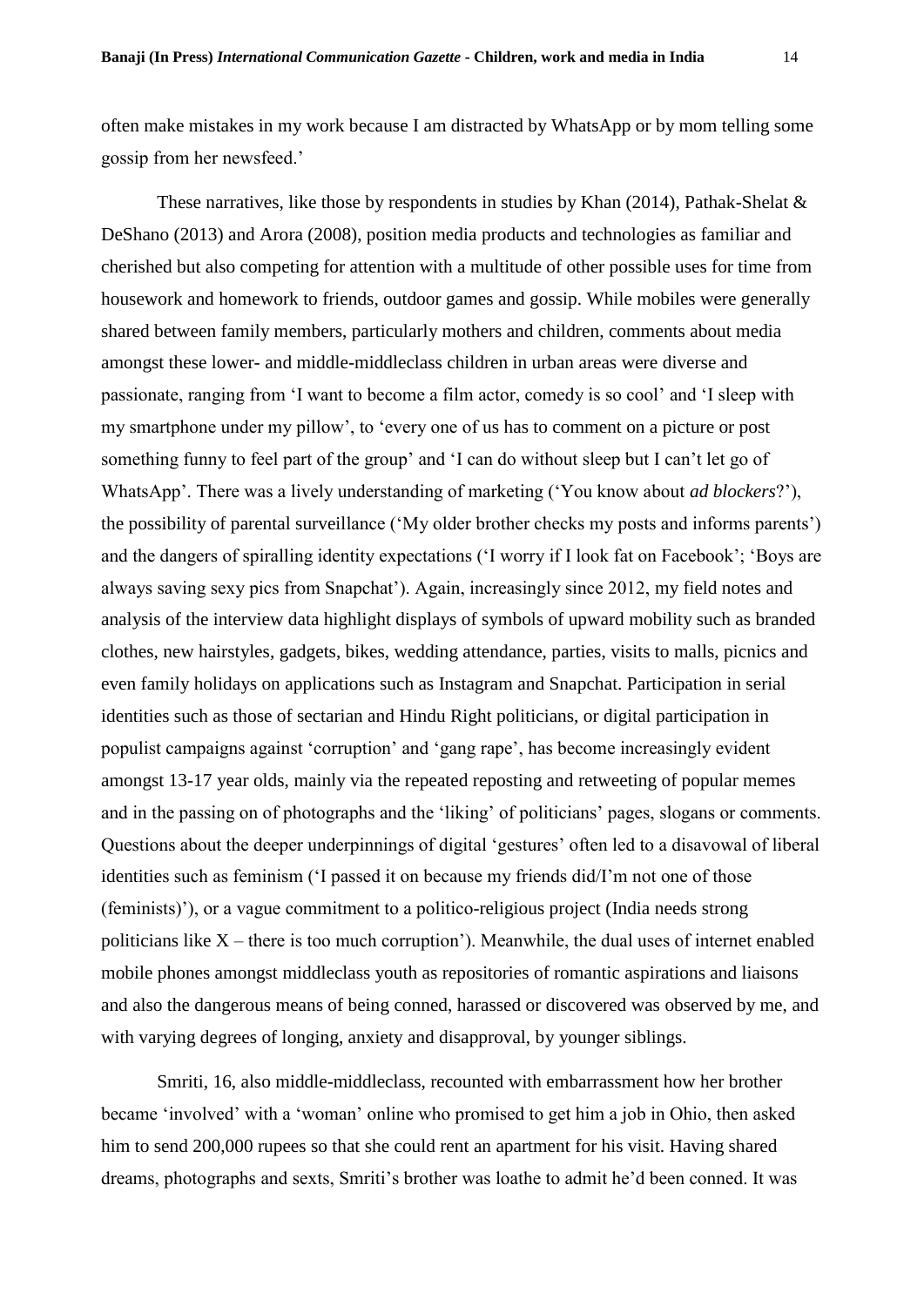often make mistakes in my work because I am distracted by WhatsApp or by mom telling some gossip from her newsfeed.'

These narratives, like those by respondents in studies by Khan (2014), Pathak-Shelat & DeShano (2013) and Arora (2008), position media products and technologies as familiar and cherished but also competing for attention with a multitude of other possible uses for time from housework and homework to friends, outdoor games and gossip. While mobiles were generally shared between family members, particularly mothers and children, comments about media amongst these lower- and middle-middleclass children in urban areas were diverse and passionate, ranging from 'I want to become a film actor, comedy is so cool' and 'I sleep with my smartphone under my pillow', to 'every one of us has to comment on a picture or post something funny to feel part of the group' and 'I can do without sleep but I can't let go of WhatsApp'. There was a lively understanding of marketing ('You know about *ad blockers*?'), the possibility of parental surveillance ('My older brother checks my posts and informs parents') and the dangers of spiralling identity expectations ('I worry if I look fat on Facebook'; 'Boys are always saving sexy pics from Snapchat'). Again, increasingly since 2012, my field notes and analysis of the interview data highlight displays of symbols of upward mobility such as branded clothes, new hairstyles, gadgets, bikes, wedding attendance, parties, visits to malls, picnics and even family holidays on applications such as Instagram and Snapchat. Participation in serial identities such as those of sectarian and Hindu Right politicians, or digital participation in populist campaigns against 'corruption' and 'gang rape', has become increasingly evident amongst 13-17 year olds, mainly via the repeated reposting and retweeting of popular memes and in the passing on of photographs and the 'liking' of politicians' pages, slogans or comments. Questions about the deeper underpinnings of digital 'gestures' often led to a disavowal of liberal identities such as feminism ('I passed it on because my friends did/I'm not one of those (feminists)'), or a vague commitment to a politico-religious project (India needs strong politicians like X – there is too much corruption'). Meanwhile, the dual uses of internet enabled mobile phones amongst middleclass youth as repositories of romantic aspirations and liaisons and also the dangerous means of being conned, harassed or discovered was observed by me, and with varying degrees of longing, anxiety and disapproval, by younger siblings.

Smriti, 16, also middle-middleclass, recounted with embarrassment how her brother became 'involved' with a 'woman' online who promised to get him a job in Ohio, then asked him to send 200,000 rupees so that she could rent an apartment for his visit. Having shared dreams, photographs and sexts, Smriti's brother was loathe to admit he'd been conned. It was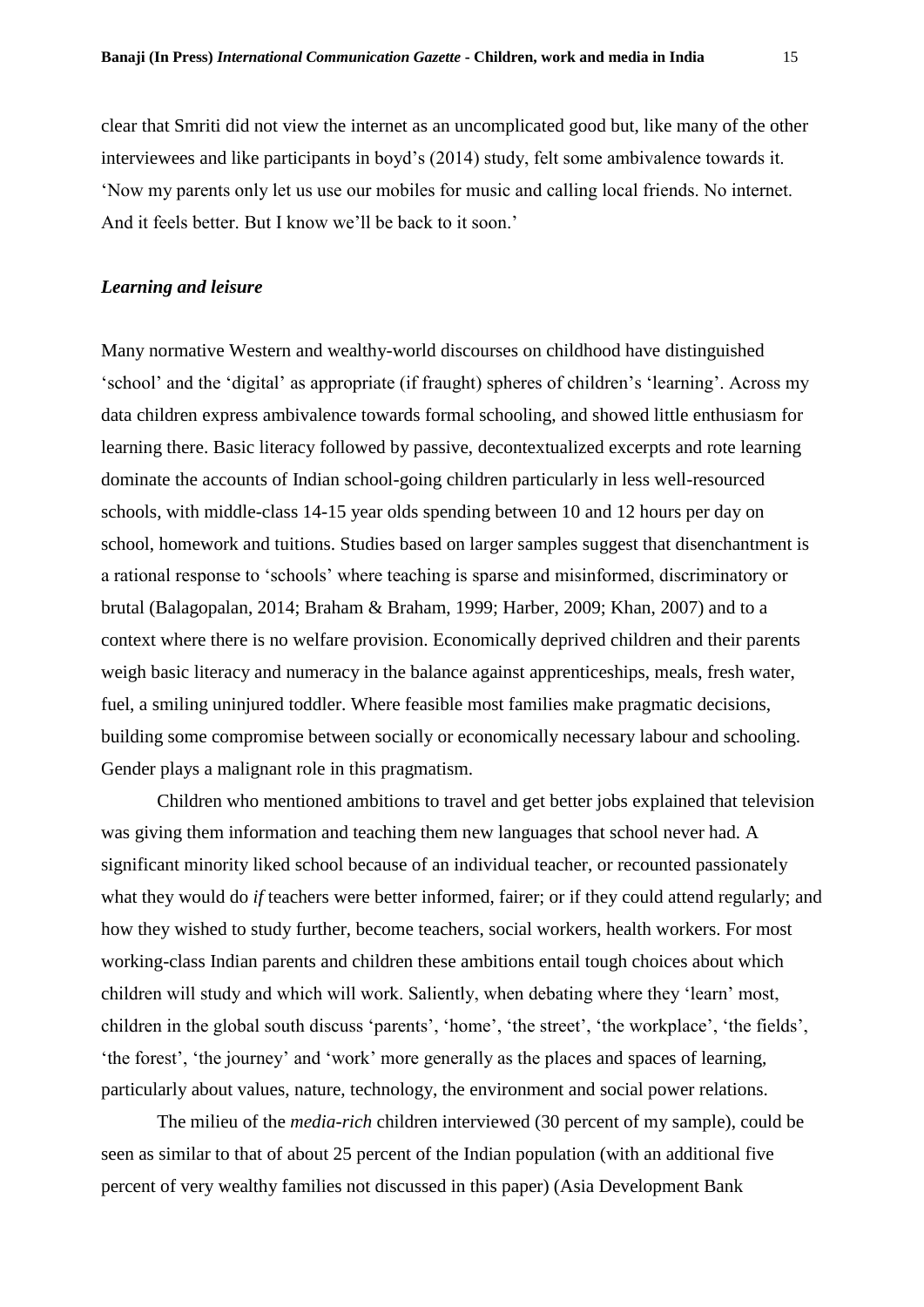clear that Smriti did not view the internet as an uncomplicated good but, like many of the other interviewees and like participants in boyd's (2014) study, felt some ambivalence towards it. 'Now my parents only let us use our mobiles for music and calling local friends. No internet. And it feels better. But I know we'll be back to it soon.'

### *Learning and leisure*

Many normative Western and wealthy-world discourses on childhood have distinguished 'school' and the 'digital' as appropriate (if fraught) spheres of children's 'learning'. Across my data children express ambivalence towards formal schooling, and showed little enthusiasm for learning there. Basic literacy followed by passive, decontextualized excerpts and rote learning dominate the accounts of Indian school-going children particularly in less well-resourced schools, with middle-class 14-15 year olds spending between 10 and 12 hours per day on school, homework and tuitions. Studies based on larger samples suggest that disenchantment is a rational response to 'schools' where teaching is sparse and misinformed, discriminatory or brutal (Balagopalan, 2014; Braham & Braham, 1999; Harber, 2009; Khan, 2007) and to a context where there is no welfare provision. Economically deprived children and their parents weigh basic literacy and numeracy in the balance against apprenticeships, meals, fresh water, fuel, a smiling uninjured toddler. Where feasible most families make pragmatic decisions, building some compromise between socially or economically necessary labour and schooling. Gender plays a malignant role in this pragmatism.

Children who mentioned ambitions to travel and get better jobs explained that television was giving them information and teaching them new languages that school never had. A significant minority liked school because of an individual teacher, or recounted passionately what they would do *if* teachers were better informed, fairer; or if they could attend regularly; and how they wished to study further, become teachers, social workers, health workers. For most working-class Indian parents and children these ambitions entail tough choices about which children will study and which will work. Saliently, when debating where they 'learn' most, children in the global south discuss 'parents', 'home', 'the street', 'the workplace', 'the fields', 'the forest', 'the journey' and 'work' more generally as the places and spaces of learning, particularly about values, nature, technology, the environment and social power relations.

The milieu of the *media-rich* children interviewed (30 percent of my sample), could be seen as similar to that of about 25 percent of the Indian population (with an additional five percent of very wealthy families not discussed in this paper) (Asia Development Bank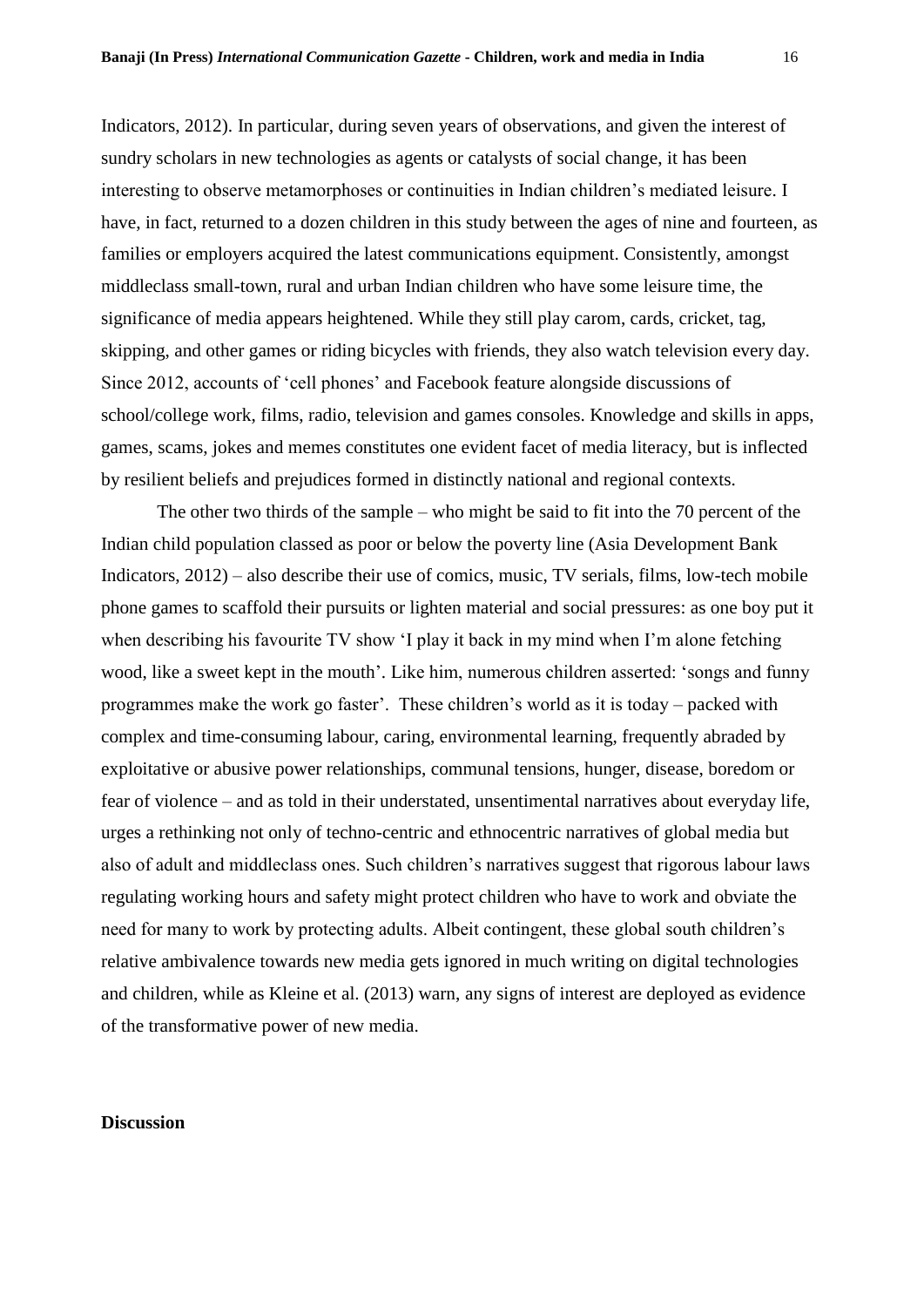Indicators, 2012). In particular, during seven years of observations, and given the interest of sundry scholars in new technologies as agents or catalysts of social change, it has been interesting to observe metamorphoses or continuities in Indian children's mediated leisure. I have, in fact, returned to a dozen children in this study between the ages of nine and fourteen, as families or employers acquired the latest communications equipment. Consistently, amongst middleclass small-town, rural and urban Indian children who have some leisure time, the significance of media appears heightened. While they still play carom, cards, cricket, tag, skipping, and other games or riding bicycles with friends, they also watch television every day. Since 2012, accounts of 'cell phones' and Facebook feature alongside discussions of school/college work, films, radio, television and games consoles. Knowledge and skills in apps, games, scams, jokes and memes constitutes one evident facet of media literacy, but is inflected by resilient beliefs and prejudices formed in distinctly national and regional contexts.

The other two thirds of the sample – who might be said to fit into the 70 percent of the Indian child population classed as poor or below the poverty line (Asia Development Bank Indicators, 2012) – also describe their use of comics, music, TV serials, films, low-tech mobile phone games to scaffold their pursuits or lighten material and social pressures: as one boy put it when describing his favourite TV show 'I play it back in my mind when I'm alone fetching wood, like a sweet kept in the mouth'. Like him, numerous children asserted: 'songs and funny programmes make the work go faster'. These children's world as it is today – packed with complex and time-consuming labour, caring, environmental learning, frequently abraded by exploitative or abusive power relationships, communal tensions, hunger, disease, boredom or fear of violence – and as told in their understated, unsentimental narratives about everyday life, urges a rethinking not only of techno-centric and ethnocentric narratives of global media but also of adult and middleclass ones. Such children's narratives suggest that rigorous labour laws regulating working hours and safety might protect children who have to work and obviate the need for many to work by protecting adults. Albeit contingent, these global south children's relative ambivalence towards new media gets ignored in much writing on digital technologies and children, while as Kleine et al. (2013) warn, any signs of interest are deployed as evidence of the transformative power of new media.

## Discussion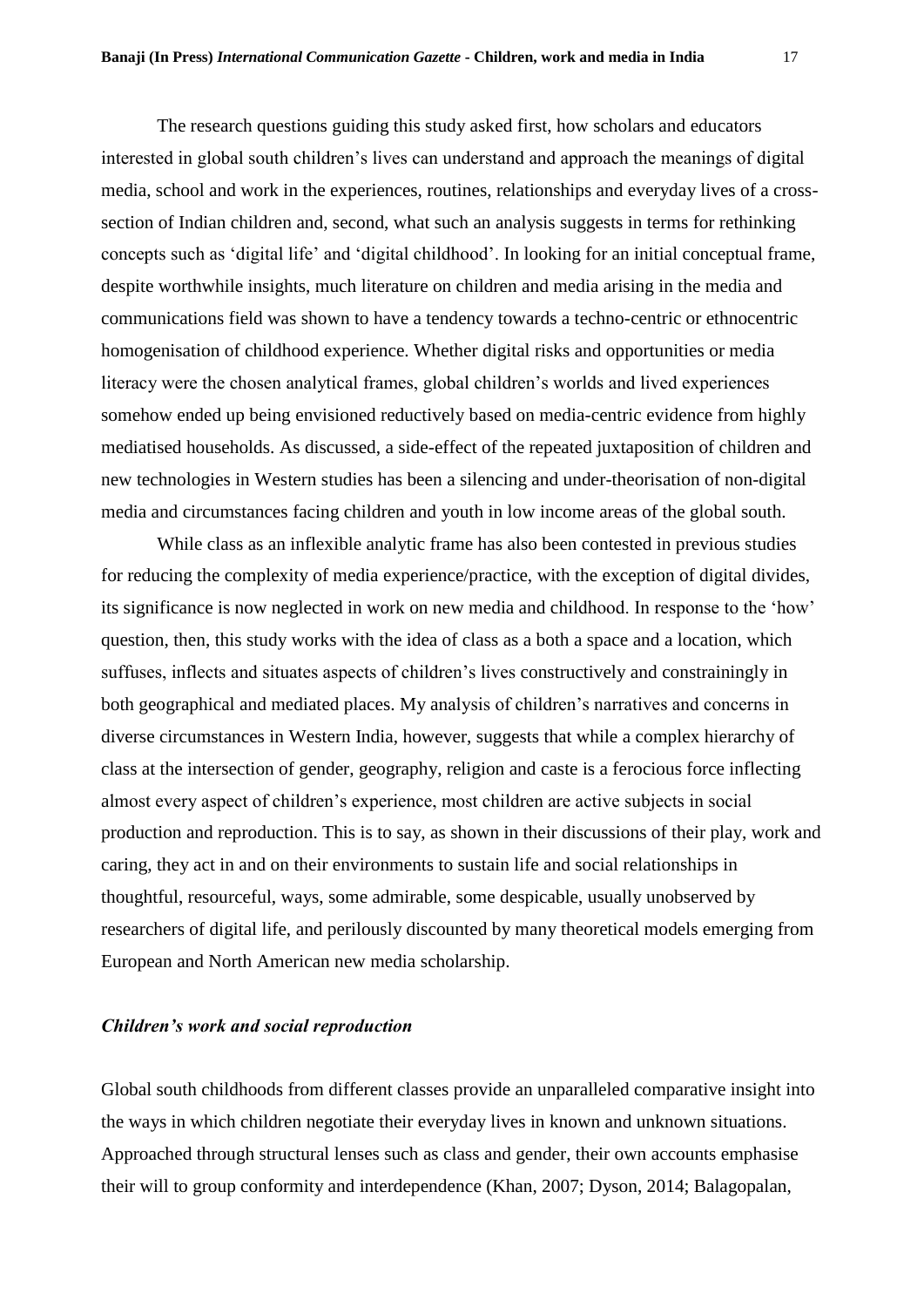The research questions guiding this study asked first, how scholars and educators interested in global south children's lives can understand and approach the meanings of digital media, school and work in the experiences, routines, relationships and everyday lives of a cross-section of Indian children and, second, what such an analysis suggests in terms for rethinking concepts such as 'digital life' and 'digital childhood'. In looking for an initial conceptual frame, despite worthwhile insights, much literature on children and media arising in the media and communications field was shown to have a tendency towards a techno-centric or ethnocentric homogenisation of childhood experience. Whether digital risks and opportunities or media literacy were the chosen analytical frames, global children's worlds and lived experiences somehow ended up being envisioned reductively based on media-centric evidence from highly mediatised households. As discussed, a side-effect of the repeated juxtaposition of children and new technologies in Western studies has been a silencing and under-theorisation of non-digital media and circumstances facing children and youth in low income areas of the global south.

While class as an inflexible analytic frame has also been contested in previous studies for reducing the complexity of media experience/practice, with the exception of digital divides, its significance is now neglected in work on new media and childhood. In response to the 'how' question, then, this study works with the idea of class as a both a space and a location, which suffuses, inflects and situates aspects of children's lives constructively and constrainingly in both geographical and mediated places. My analysis of children's narratives and concerns in diverse circumstances in Western India, however, suggests that while a complex hierarchy of class at the intersection of gender, geography, religion and caste is a ferocious force inflecting almost every aspect of children's experience, most children are active subjects in social production and reproduction. This is to say, as shown in their discussions of their play, work and caring, they act in and on their environments to sustain life and social relationships in thoughtful, resourceful, ways, some admirable, some despicable, usually unobserved by researchers of digital life, and perilously discounted by many theoretical models emerging from European and North American new media scholarship.

### *Children's work and social reproduction*

Global south childhoods from different classes provide an unparalleled comparative insight into the ways in which children negotiate their everyday lives in known and unknown situations. Approached through structural lenses such as class and gender, their own accounts emphasise their will to group conformity and interdependence (Khan, 2007; Dyson, 2014; Balagopalan,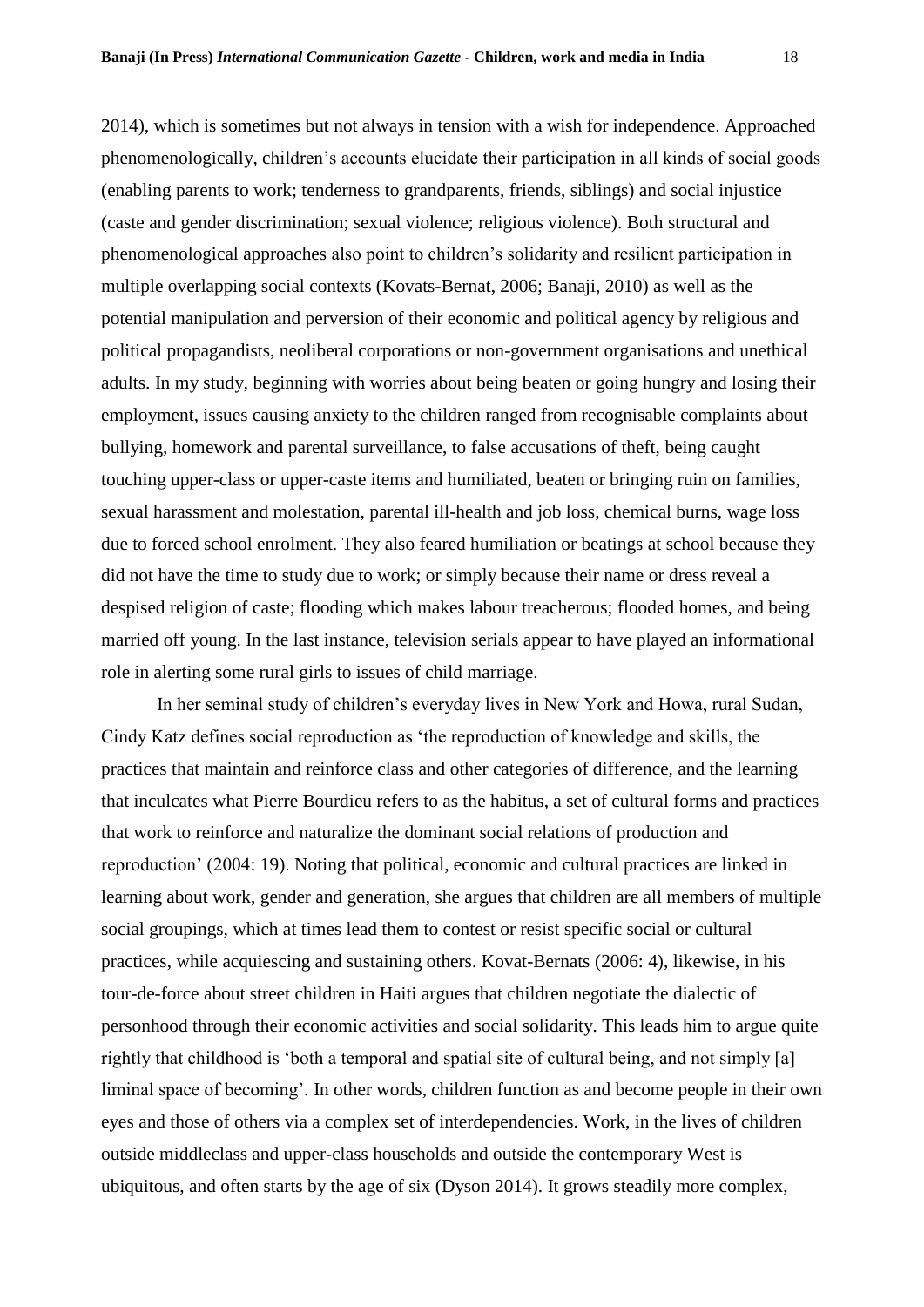2014), which is sometimes but not always in tension with a wish for independence. Approached phenomenologically, children's accounts elucidate their participation in all kinds of social goods (enabling parents to work; tenderness to grandparents, friends, siblings) and social injustice (caste and gender discrimination; sexual violence; religious violence). Both structural and phenomenological approaches also point to children's solidarity and resilient participation in multiple overlapping social contexts (Kovats-Bernat, 2006; Banaji, 2010) as well as the potential manipulation and perversion of their economic and political agency by religious and political propagandists, neoliberal corporations or non-government organisations and unethical adults. In my study, beginning with worries about being beaten or going hungry and losing their employment, issues causing anxiety to the children ranged from recognisable complaints about bullying, homework and parental surveillance, to false accusations of theft, being caught touching upper-class or upper-caste items and humiliated, beaten or bringing ruin on families, sexual harassment and molestation, parental ill-health and job loss, chemical burns, wage loss due to forced school enrolment. They also feared humiliation or beatings at school because they did not have the time to study due to work; or simply because their name or dress reveal a despised religion of caste; flooding which makes labour treacherous; flooded homes, and being married off young. In the last instance, television serials appear to have played an informational role in alerting some rural girls to issues of child marriage.

In her seminal study of children's everyday lives in New York and Howa, rural Sudan, Cindy Katz defines social reproduction as 'the reproduction of knowledge and skills, the practices that maintain and reinforce class and other categories of difference, and the learning that inculcates what Pierre Bourdieu refers to as the habitus, a set of cultural forms and practices that work to reinforce and naturalize the dominant social relations of production and reproduction' (2004: 19). Noting that political, economic and cultural practices are linked in learning about work, gender and generation, she argues that children are all members of multiple social groupings, which at times lead them to contest or resist specific social or cultural practices, while acquiescing and sustaining others. Kovat-Bernats (2006: 4), likewise, in his tour-de-force about street children in Haiti argues that children negotiate the dialectic of personhood through their economic activities and social solidarity. This leads him to argue quite rightly that childhood is 'both a temporal and spatial site of cultural being, and not simply [a] liminal space of becoming'. In other words, children function as and become people in their own eyes and those of others via a complex set of interdependencies. Work, in the lives of children outside middleclass and upper-class households and outside the contemporary West is ubiquitous, and often starts by the age of six (Dyson 2014). It grows steadily more complex,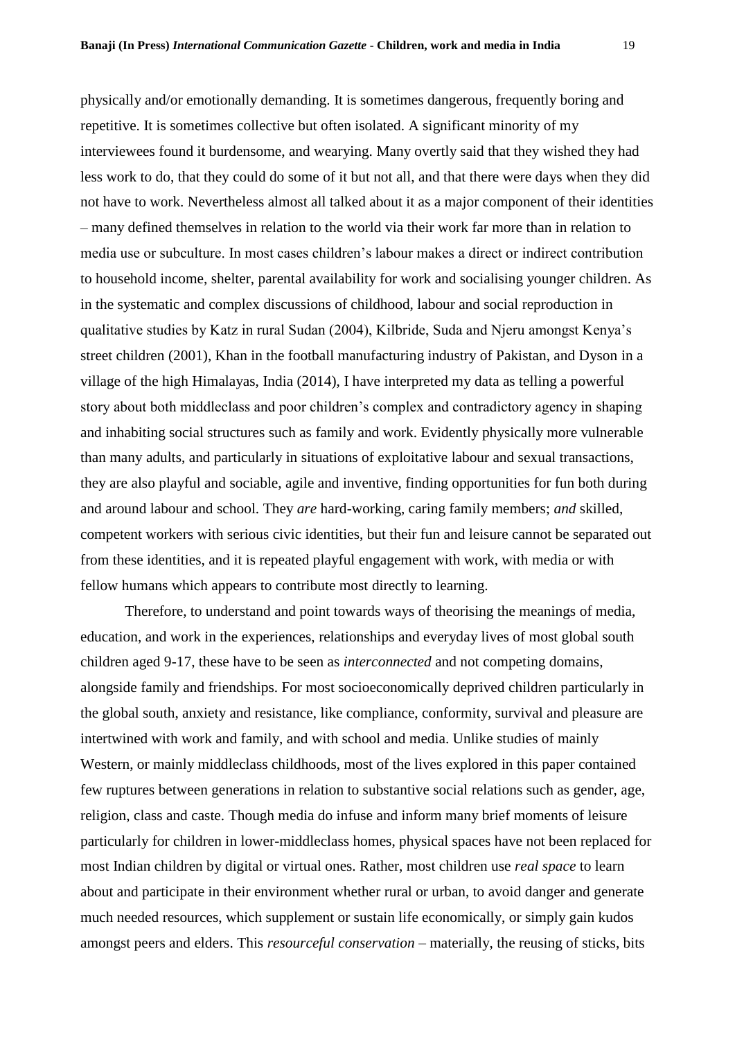physically and/or emotionally demanding. It is sometimes dangerous, frequently boring and repetitive. It is sometimes collective but often isolated. A significant minority of my interviewees found it burdensome, and wearying. Many overtly said that they wished they had less work to do, that they could do some of it but not all, and that there were days when they did not have to work. Nevertheless almost all talked about it as a major component of their identities – many defined themselves in relation to the world via their work far more than in relation to media use or subculture. In most cases children's labour makes a direct or indirect contribution to household income, shelter, parental availability for work and socialising younger children. As in the systematic and complex discussions of childhood, labour and social reproduction in qualitative studies by Katz in rural Sudan (2004), Kilbride, Suda and Njeru amongst Kenya's street children (2001), Khan in the football manufacturing industry of Pakistan, and Dyson in a village of the high Himalayas, India (2014), I have interpreted my data as telling a powerful story about both middleclass and poor children's complex and contradictory agency in shaping and inhabiting social structures such as family and work. Evidently physically more vulnerable than many adults, and particularly in situations of exploitative labour and sexual transactions, they are also playful and sociable, agile and inventive, finding opportunities for fun both during and around labour and school. They *are* hard-working, caring family members; *and* skilled, competent workers with serious civic identities, but their fun and leisure cannot be separated out from these identities, and it is repeated playful engagement with work, with media or with fellow humans which appears to contribute most directly to learning.

Therefore, to understand and point towards ways of theorising the meanings of media, education, and work in the experiences, relationships and everyday lives of most global south children aged 9-17, these have to be seen as *interconnected* and not competing domains, alongside family and friendships. For most socioeconomically deprived children particularly in the global south, anxiety and resistance, like compliance, conformity, survival and pleasure are intertwined with work and family, and with school and media. Unlike studies of mainly Western, or mainly middleclass childhoods, most of the lives explored in this paper contained few ruptures between generations in relation to substantive social relations such as gender, age, religion, class and caste. Though media do infuse and inform many brief moments of leisure particularly for children in lower-middleclass homes, physical spaces have not been replaced for most Indian children by digital or virtual ones. Rather, most children use *real space* to learn about and participate in their environment whether rural or urban, to avoid danger and generate much needed resources, which supplement or sustain life economically, or simply gain kudos amongst peers and elders. This *resourceful conservation* – materially, the reusing of sticks, bits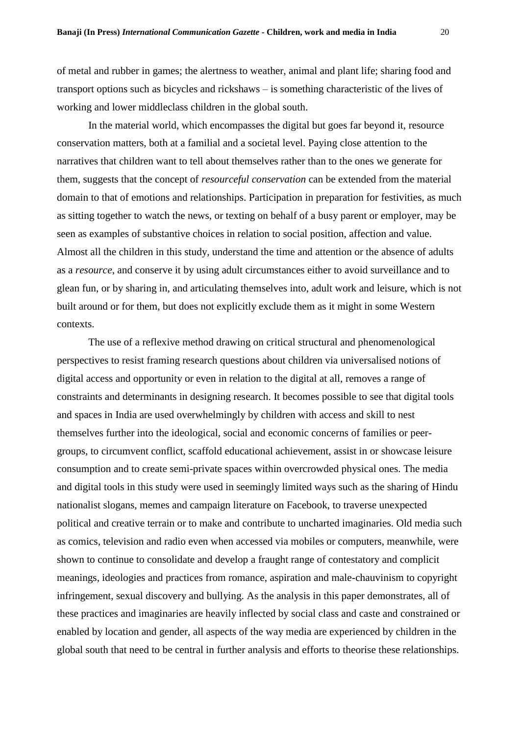of metal and rubber in games; the alertness to weather, animal and plant life; sharing food and transport options such as bicycles and rickshaws – is something characteristic of the lives of working and lower middleclass children in the global south.

In the material world, which encompasses the digital but goes far beyond it, resource conservation matters, both at a familial and a societal level. Paying close attention to the narratives that children want to tell about themselves rather than to the ones we generate for them, suggests that the concept of *resourceful conservation* can be extended from the material domain to that of emotions and relationships. Participation in preparation for festivities, as much as sitting together to watch the news, or texting on behalf of a busy parent or employer, may be seen as examples of substantive choices in relation to social position, affection and value. Almost all the children in this study, understand the time and attention or the absence of adults as a *resource*, and conserve it by using adult circumstances either to avoid surveillance and to glean fun, or by sharing in, and articulating themselves into, adult work and leisure, which is not built around or for them, but does not explicitly exclude them as it might in some Western contexts.

The use of a reflexive method drawing on critical structural and phenomenological perspectives to resist framing research questions about children via universalised notions of digital access and opportunity or even in relation to the digital at all, removes a range of constraints and determinants in designing research. It becomes possible to see that digital tools and spaces in India are used overwhelmingly by children with access and skill to nest themselves further into the ideological, social and economic concerns of families or peer-groups, to circumvent conflict, scaffold educational achievement, assist in or showcase leisure consumption and to create semi-private spaces within overcrowded physical ones. The media and digital tools in this study were used in seemingly limited ways such as the sharing of Hindu nationalist slogans, memes and campaign literature on Facebook, to traverse unexpected political and creative terrain or to make and contribute to uncharted imaginaries. Old media such as comics, television and radio even when accessed via mobiles or computers, meanwhile, were shown to continue to consolidate and develop a fraught range of contestatory and complicit meanings, ideologies and practices from romance, aspiration and male-chauvinism to copyright infringement, sexual discovery and bullying. As the analysis in this paper demonstrates, all of these practices and imaginaries are heavily inflected by social class and caste and constrained or enabled by location and gender, all aspects of the way media are experienced by children in the global south that need to be central in further analysis and efforts to theorise these relationships.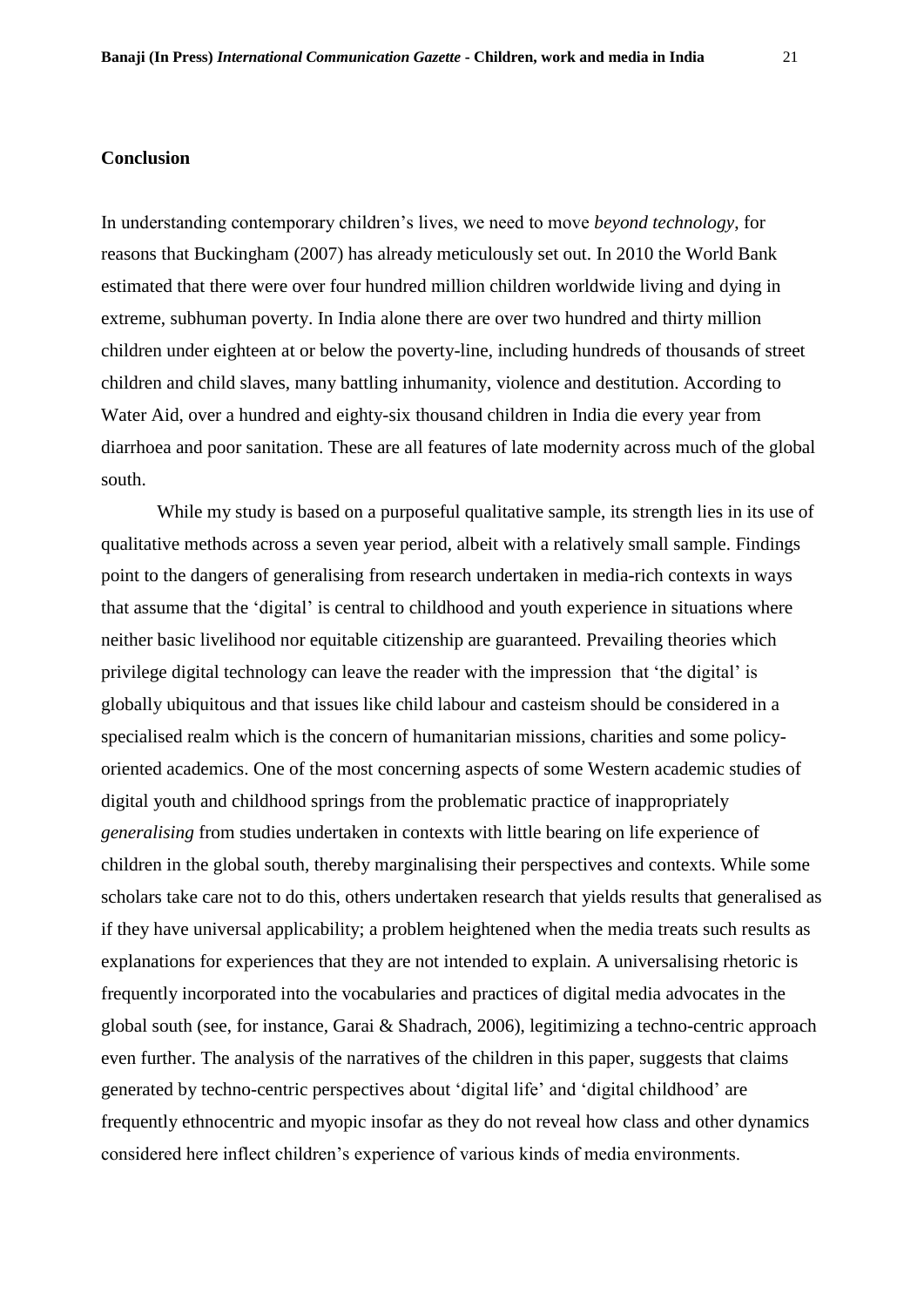## Conclusion

In understanding contemporary children's lives, we need to move *beyond technology*, for reasons that Buckingham (2007) has already meticulously set out. In 2010 the World Bank estimated that there were over four hundred million children worldwide living and dying in extreme, subhuman poverty. In India alone there are over two hundred and thirty million children under eighteen at or below the poverty-line, including hundreds of thousands of street children and child slaves, many battling inhumanity, violence and destitution. According to Water Aid, over a hundred and eighty-six thousand children in India die every year from diarrhoea and poor sanitation. These are all features of late modernity across much of the global south.

While my study is based on a purposeful qualitative sample, its strength lies in its use of qualitative methods across a seven year period, albeit with a relatively small sample. Findings point to the dangers of generalising from research undertaken in media-rich contexts in ways that assume that the 'digital' is central to childhood and youth experience in situations where neither basic livelihood nor equitable citizenship are guaranteed. Prevailing theories which privilege digital technology can leave the reader with the impression that 'the digital' is globally ubiquitous and that issues like child labour and casteism should be considered in a specialised realm which is the concern of humanitarian missions, charities and some policy-oriented academics. One of the most concerning aspects of some Western academic studies of digital youth and childhood springs from the problematic practice of inappropriately *generalising* from studies undertaken in contexts with little bearing on life experience of children in the global south, thereby marginalising their perspectives and contexts. While some scholars take care not to do this, others undertaken research that yields results that generalised as if they have universal applicability; a problem heightened when the media treats such results as explanations for experiences that they are not intended to explain. A universalising rhetoric is frequently incorporated into the vocabularies and practices of digital media advocates in the global south (see, for instance, Garai & Shadrach, 2006), legitimizing a techno-centric approach even further. The analysis of the narratives of the children in this paper, suggests that claims generated by techno-centric perspectives about 'digital life' and 'digital childhood' are frequently ethnocentric and myopic insofar as they do not reveal how class and other dynamics considered here inflect children's experience of various kinds of media environments.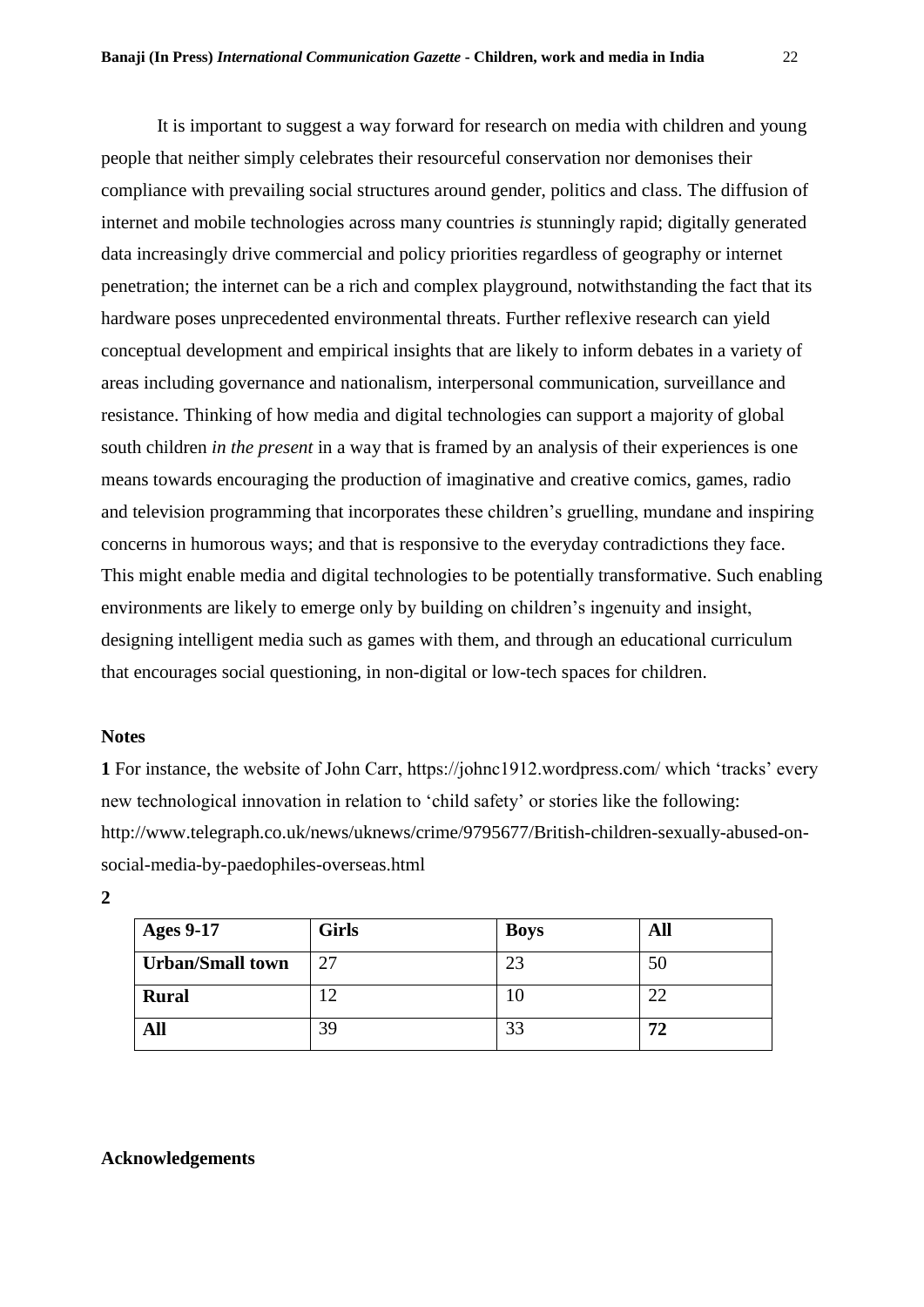It is important to suggest a way forward for research on media with children and young people that neither simply celebrates their resourceful conservation nor demonises their compliance with prevailing social structures around gender, politics and class. The diffusion of internet and mobile technologies across many countries *is* stunningly rapid; digitally generated data increasingly drive commercial and policy priorities regardless of geography or internet penetration; the internet can be a rich and complex playground, notwithstanding the fact that its hardware poses unprecedented environmental threats. Further reflexive research can yield conceptual development and empirical insights that are likely to inform debates in a variety of areas including governance and nationalism, interpersonal communication, surveillance and resistance. Thinking of how media and digital technologies can support a majority of global south children *in the present* in a way that is framed by an analysis of their experiences is one means towards encouraging the production of imaginative and creative comics, games, radio and television programming that incorporates these children's gruelling, mundane and inspiring concerns in humorous ways; and that is responsive to the everyday contradictions they face. This might enable media and digital technologies to be potentially transformative. Such enabling environments are likely to emerge only by building on children's ingenuity and insight, designing intelligent media such as games with them, and through an educational curriculum that encourages social questioning, in non-digital or low-tech spaces for children.

**Notes**

**1** For instance, the website of John Carr, https://johnc1912.wordpress.com/ which 'tracks' every new technological innovation in relation to 'child safety' or stories like the following: http://www.telegraph.co.uk/news/uknews/crime/9795677/British-children-sexually-abused-on-social-media-by-paedophiles-overseas.html

**2**

| **Ages 9-17** | **Girls** | **Boys** | **All** |
|---|---|---|---|
| **Urban/Small town** | 27 | 23 | 50 |
| **Rural** | 12 | 10 | 22 |
| **All** | 39 | 33 | **72** |

**Acknowledgements**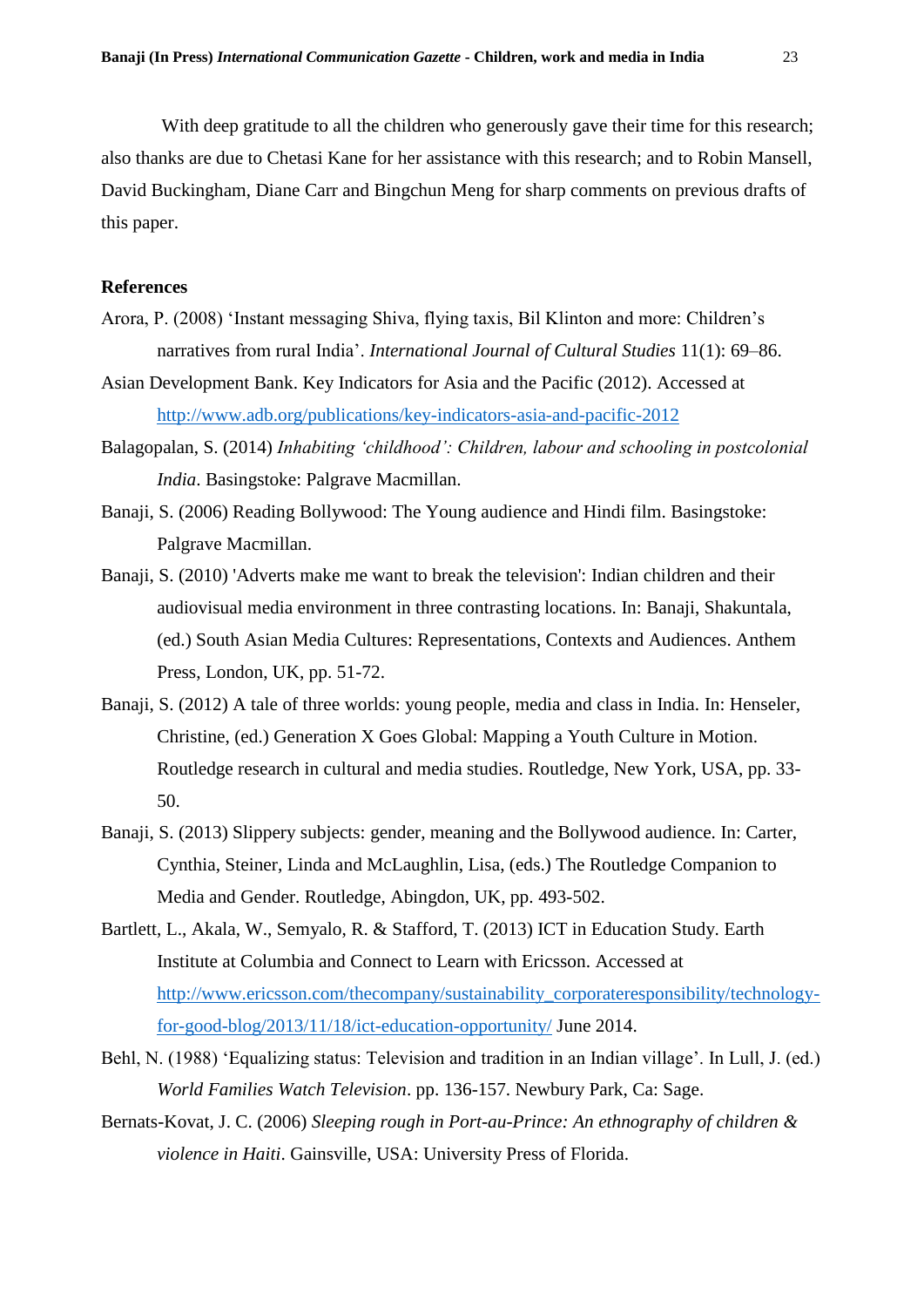With deep gratitude to all the children who generously gave their time for this research; also thanks are due to Chetasi Kane for her assistance with this research; and to Robin Mansell, David Buckingham, Diane Carr and Bingchun Meng for sharp comments on previous drafts of this paper.

**References**

Arora, P. (2008) 'Instant messaging Shiva, flying taxis, Bil Klinton and more: Children's narratives from rural India'. *International Journal of Cultural Studies* 11(1): 69–86.

Asian Development Bank. Key Indicators for Asia and the Pacific (2012). Accessed at http://www.adb.org/publications/key-indicators-asia-and-pacific-2012

Balagopalan, S. (2014) *Inhabiting 'childhood': Children, labour and schooling in postcolonial India*. Basingstoke: Palgrave Macmillan.

Banaji, S. (2006) Reading Bollywood: The Young audience and Hindi film. Basingstoke: Palgrave Macmillan.

Banaji, S. (2010) 'Adverts make me want to break the television': Indian children and their audiovisual media environment in three contrasting locations. In: Banaji, Shakuntala, (ed.) South Asian Media Cultures: Representations, Contexts and Audiences. Anthem Press, London, UK, pp. 51-72.

Banaji, S. (2012) A tale of three worlds: young people, media and class in India. In: Henseler, Christine, (ed.) Generation X Goes Global: Mapping a Youth Culture in Motion. Routledge research in cultural and media studies. Routledge, New York, USA, pp. 33-50.

Banaji, S. (2013) Slippery subjects: gender, meaning and the Bollywood audience. In: Carter, Cynthia, Steiner, Linda and McLaughlin, Lisa, (eds.) The Routledge Companion to Media and Gender. Routledge, Abingdon, UK, pp. 493-502.

Bartlett, L., Akala, W., Semyalo, R. & Stafford, T. (2013) ICT in Education Study. Earth Institute at Columbia and Connect to Learn with Ericsson. Accessed at http://www.ericsson.com/thecompany/sustainability_corporateresponsibility/technology-for-good-blog/2013/11/18/ict-education-opportunity/ June 2014.

Behl, N. (1988) 'Equalizing status: Television and tradition in an Indian village'. In Lull, J. (ed.) *World Families Watch Television*. pp. 136-157. Newbury Park, Ca: Sage.

Bernats-Kovat, J. C. (2006) *Sleeping rough in Port-au-Prince: An ethnography of children & violence in Haiti*. Gainsville, USA: University Press of Florida.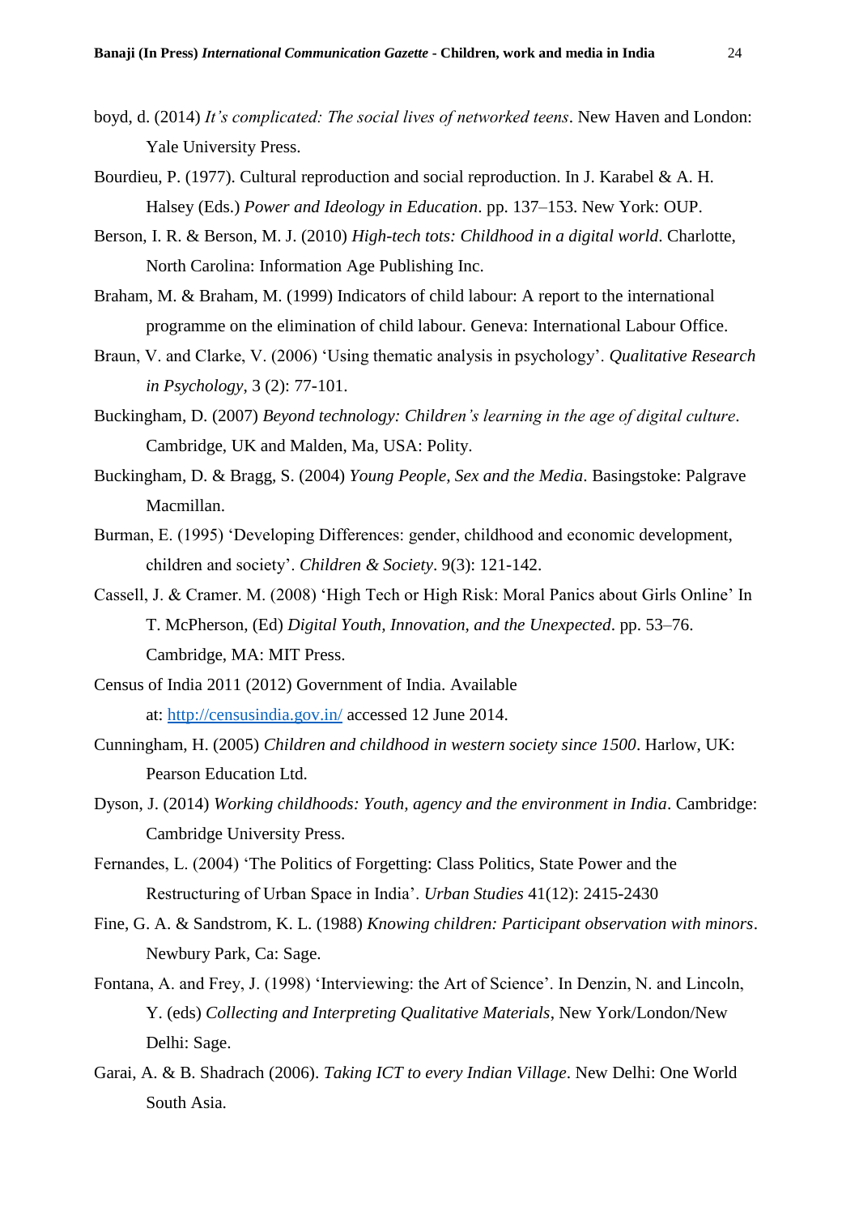boyd, d. (2014) *It's complicated: The social lives of networked teens*. New Haven and London: Yale University Press.

Bourdieu, P. (1977). Cultural reproduction and social reproduction. In J. Karabel & A. H. Halsey (Eds.) *Power and Ideology in Education*. pp. 137–153. New York: OUP.

Berson, I. R. & Berson, M. J. (2010) *High-tech tots: Childhood in a digital world*. Charlotte, North Carolina: Information Age Publishing Inc.

Braham, M. & Braham, M. (1999) Indicators of child labour: A report to the international programme on the elimination of child labour. Geneva: International Labour Office.

Braun, V. and Clarke, V. (2006) 'Using thematic analysis in psychology'. *Qualitative Research in Psychology*, 3 (2): 77-101.

Buckingham, D. (2007) *Beyond technology: Children's learning in the age of digital culture*. Cambridge, UK and Malden, Ma, USA: Polity.

Buckingham, D. & Bragg, S. (2004) *Young People, Sex and the Media*. Basingstoke: Palgrave Macmillan.

Burman, E. (1995) 'Developing Differences: gender, childhood and economic development, children and society'. *Children & Society*. 9(3): 121-142.

Cassell, J. & Cramer. M. (2008) 'High Tech or High Risk: Moral Panics about Girls Online' In T. McPherson, (Ed) *Digital Youth, Innovation, and the Unexpected*. pp. 53–76. Cambridge, MA: MIT Press.

Census of India 2011 (2012) Government of India. Available at: http://censusindia.gov.in/ accessed 12 June 2014.

Cunningham, H. (2005) *Children and childhood in western society since 1500*. Harlow, UK: Pearson Education Ltd.

Dyson, J. (2014) *Working childhoods: Youth, agency and the environment in India*. Cambridge: Cambridge University Press.

Fernandes, L. (2004) 'The Politics of Forgetting: Class Politics, State Power and the Restructuring of Urban Space in India'. *Urban Studies* 41(12): 2415-2430

Fine, G. A. & Sandstrom, K. L. (1988) *Knowing children: Participant observation with minors*. Newbury Park, Ca: Sage.

Fontana, A. and Frey, J. (1998) 'Interviewing: the Art of Science'. In Denzin, N. and Lincoln, Y. (eds) *Collecting and Interpreting Qualitative Materials*, New York/London/New Delhi: Sage.

Garai, A. & B. Shadrach (2006). *Taking ICT to every Indian Village*. New Delhi: One World South Asia.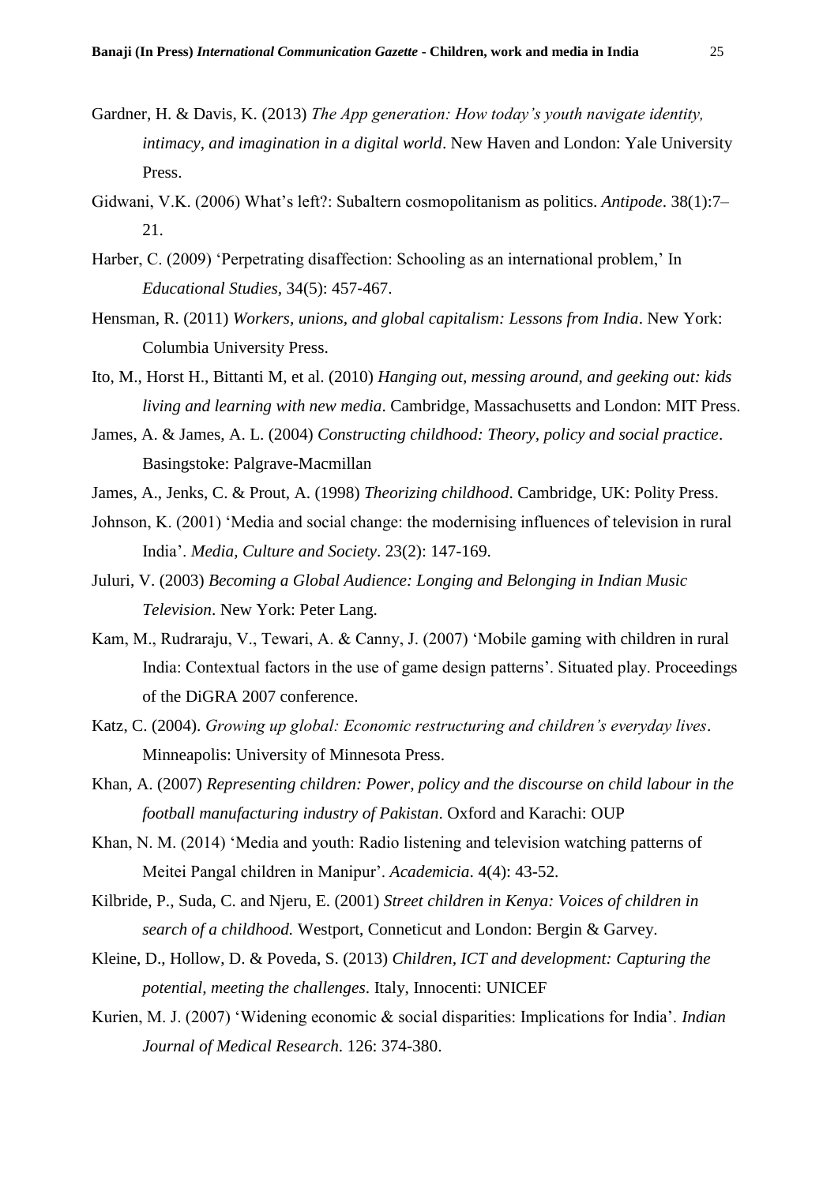Gardner, H. & Davis, K. (2013) *The App generation: How today's youth navigate identity, intimacy, and imagination in a digital world*. New Haven and London: Yale University Press.

Gidwani, V.K. (2006) What's left?: Subaltern cosmopolitanism as politics. *Antipode*. 38(1):7–21.

Harber, C. (2009) 'Perpetrating disaffection: Schooling as an international problem,' In *Educational Studies*, 34(5): 457-467.

Hensman, R. (2011) *Workers, unions, and global capitalism: Lessons from India*. New York: Columbia University Press.

Ito, M., Horst H., Bittanti M, et al. (2010) *Hanging out, messing around, and geeking out: kids living and learning with new media*. Cambridge, Massachusetts and London: MIT Press.

James, A. & James, A. L. (2004) *Constructing childhood: Theory, policy and social practice*. Basingstoke: Palgrave-Macmillan

James, A., Jenks, C. & Prout, A. (1998) *Theorizing childhood*. Cambridge, UK: Polity Press.

Johnson, K. (2001) 'Media and social change: the modernising influences of television in rural India'. *Media, Culture and Society*. 23(2): 147-169.

Juluri, V. (2003) *Becoming a Global Audience: Longing and Belonging in Indian Music Television*. New York: Peter Lang.

Kam, M., Rudraraju, V., Tewari, A. & Canny, J. (2007) 'Mobile gaming with children in rural India: Contextual factors in the use of game design patterns'. Situated play. Proceedings of the DiGRA 2007 conference.

Katz, C. (2004). *Growing up global: Economic restructuring and children's everyday lives*. Minneapolis: University of Minnesota Press.

Khan, A. (2007) *Representing children: Power, policy and the discourse on child labour in the football manufacturing industry of Pakistan*. Oxford and Karachi: OUP

Khan, N. M. (2014) 'Media and youth: Radio listening and television watching patterns of Meitei Pangal children in Manipur'. *Academicia*. 4(4): 43-52.

Kilbride, P., Suda, C. and Njeru, E. (2001) *Street children in Kenya: Voices of children in search of a childhood.* Westport, Conneticut and London: Bergin & Garvey.

Kleine, D., Hollow, D. & Poveda, S. (2013) *Children, ICT and development: Capturing the potential, meeting the challenges*. Italy, Innocenti: UNICEF

Kurien, M. J. (2007) 'Widening economic & social disparities: Implications for India'. *Indian Journal of Medical Research*. 126: 374-380.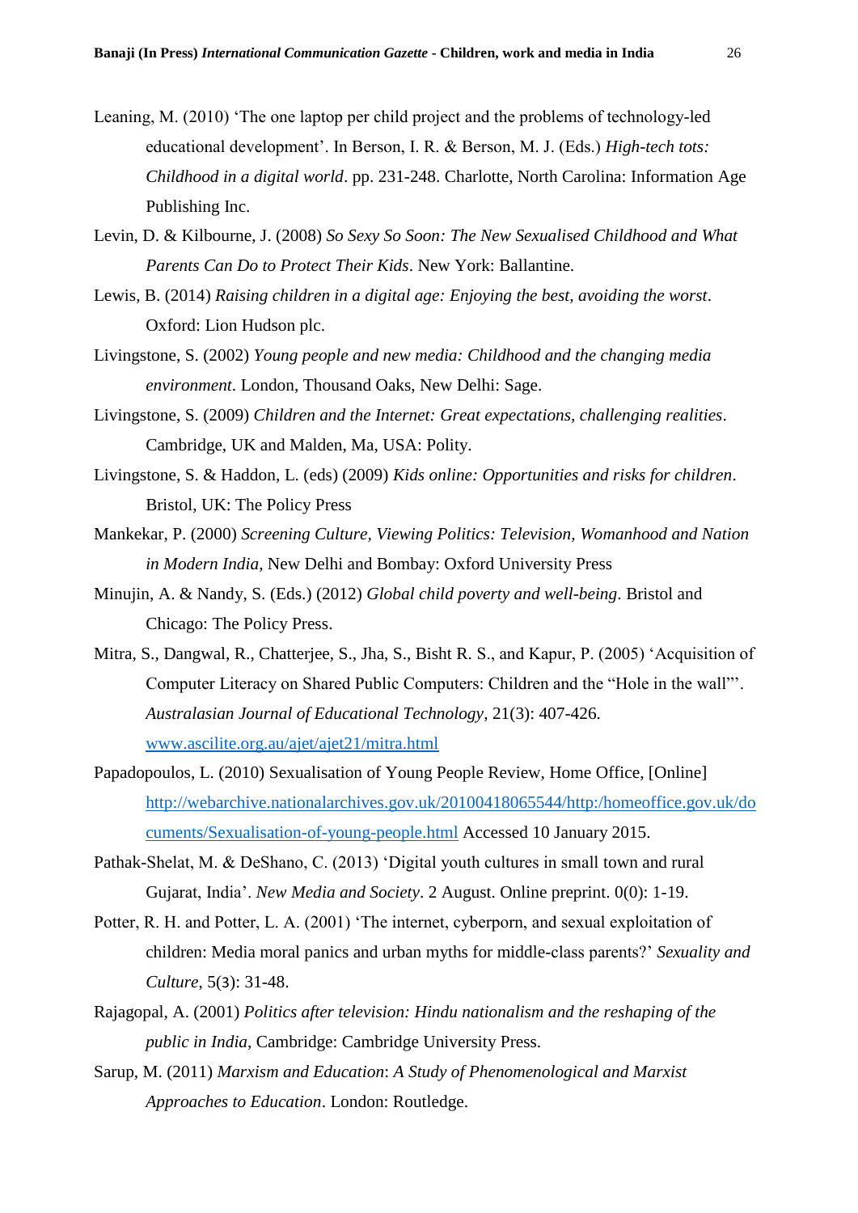Leaning, M. (2010) 'The one laptop per child project and the problems of technology-led educational development'. In Berson, I. R. & Berson, M. J. (Eds.) *High-tech tots: Childhood in a digital world*. pp. 231-248. Charlotte, North Carolina: Information Age Publishing Inc.

Levin, D. & Kilbourne, J. (2008) *So Sexy So Soon: The New Sexualised Childhood and What Parents Can Do to Protect Their Kids*. New York: Ballantine.

Lewis, B. (2014) *Raising children in a digital age: Enjoying the best, avoiding the worst*. Oxford: Lion Hudson plc.

Livingstone, S. (2002) *Young people and new media: Childhood and the changing media environment*. London, Thousand Oaks, New Delhi: Sage.

Livingstone, S. (2009) *Children and the Internet: Great expectations, challenging realities*. Cambridge, UK and Malden, Ma, USA: Polity.

Livingstone, S. & Haddon, L. (eds) (2009) *Kids online: Opportunities and risks for children*. Bristol, UK: The Policy Press

Mankekar, P. (2000) *Screening Culture, Viewing Politics: Television, Womanhood and Nation in Modern India*, New Delhi and Bombay: Oxford University Press

Minujin, A. & Nandy, S. (Eds.) (2012) *Global child poverty and well-being*. Bristol and Chicago: The Policy Press.

Mitra, S., Dangwal, R., Chatterjee, S., Jha, S., Bisht R. S., and Kapur, P. (2005) 'Acquisition of Computer Literacy on Shared Public Computers: Children and the "Hole in the wall"'. *Australasian Journal of Educational Technology*, 21(3): 407-426. www.ascilite.org.au/ajet/ajet21/mitra.html

Papadopoulos, L. (2010) Sexualisation of Young People Review, Home Office, [Online] http://webarchive.nationalarchives.gov.uk/20100418065544/http:/homeoffice.gov.uk/documents/Sexualisation-of-young-people.html Accessed 10 January 2015.

Pathak-Shelat, M. & DeShano, C. (2013) 'Digital youth cultures in small town and rural Gujarat, India'. *New Media and Society*. 2 August. Online preprint. 0(0): 1-19.

Potter, R. H. and Potter, L. A. (2001) 'The internet, cyberporn, and sexual exploitation of children: Media moral panics and urban myths for middle-class parents?' *Sexuality and Culture*, 5(3): 31-48.

Rajagopal, A. (2001) *Politics after television: Hindu nationalism and the reshaping of the public in India*, Cambridge: Cambridge University Press.

Sarup, M. (2011) *Marxism and Education*: *A Study of Phenomenological and Marxist Approaches to Education*. London: Routledge.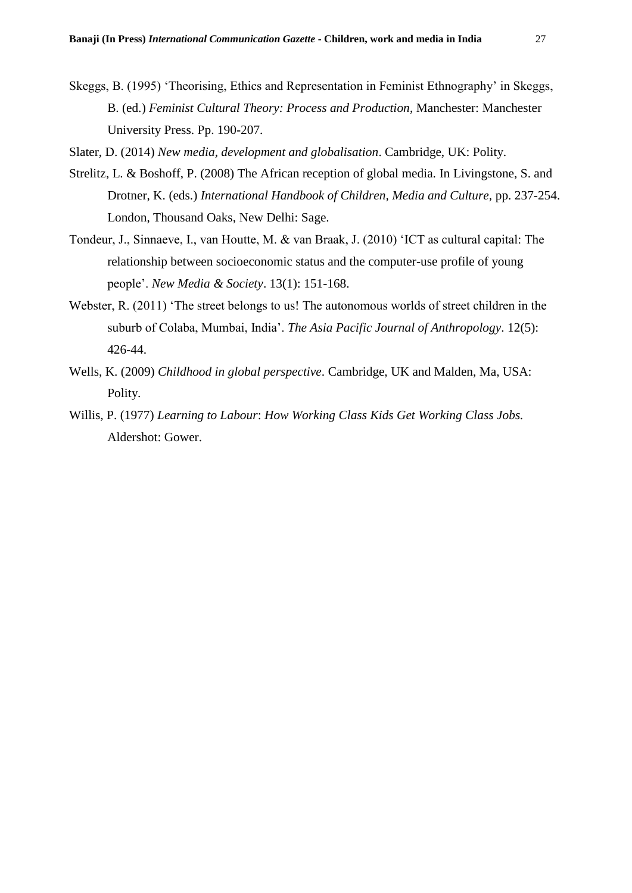Skeggs, B. (1995) 'Theorising, Ethics and Representation in Feminist Ethnography' in Skeggs, B. (ed.) *Feminist Cultural Theory: Process and Production*, Manchester: Manchester University Press. Pp. 190-207.

Slater, D. (2014) *New media, development and globalisation*. Cambridge, UK: Polity.

Strelitz, L. & Boshoff, P. (2008) The African reception of global media. In Livingstone, S. and Drotner, K. (eds.) *International Handbook of Children, Media and Culture*, pp. 237-254. London, Thousand Oaks, New Delhi: Sage.

Tondeur, J., Sinnaeve, I., van Houtte, M. & van Braak, J. (2010) 'ICT as cultural capital: The relationship between socioeconomic status and the computer-use profile of young people'. *New Media & Society*. 13(1): 151-168.

Webster, R. (2011) 'The street belongs to us! The autonomous worlds of street children in the suburb of Colaba, Mumbai, India'. *The Asia Pacific Journal of Anthropology*. 12(5): 426-44.

Wells, K. (2009) *Childhood in global perspective*. Cambridge, UK and Malden, Ma, USA: Polity.

Willis, P. (1977) *Learning to Labour*: *How Working Class Kids Get Working Class Jobs.* Aldershot: Gower.